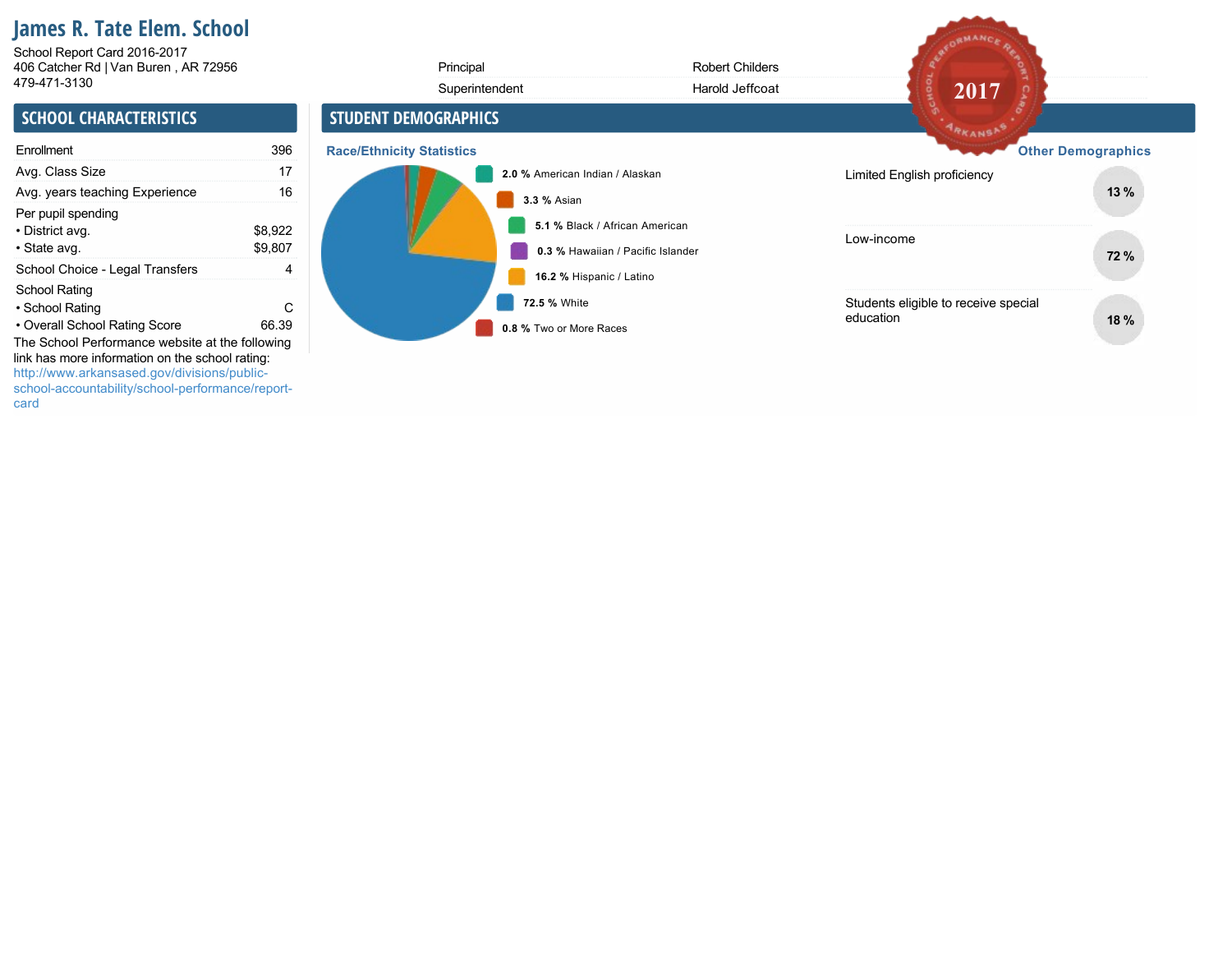# James R. Tate Elem. School

School Report Card 2016-2017
406 Catcher Rd | Van Buren , AR 72956
479-471-3130

| | |
|---|---|
| Principal | Robert Childers |
| Superintendent | Harold Jeffcoat |

## SCHOOL CHARACTERISTICS

| | |
|---|---|
| Enrollment | 396 |
| Avg. Class Size | 17 |
| Avg. years teaching Experience | 16 |
| Per pupil spending | |
| • District avg. | $8,922 |
| • State avg. | $9,807 |
| School Choice - Legal Transfers | 4 |
| School Rating | |
| • School Rating | C |
| • Overall School Rating Score | 66.39 |

The School Performance website at the following link has more information on the school rating: http://www.arkansased.gov/divisions/public-school-accountability/school-performance/report-card

## STUDENT DEMOGRAPHICS

### Race/Ethnicity Statistics

- **2.0 %** American Indian / Alaskan
- **3.3 %** Asian
- **5.1 %** Black / African American
- **0.3 %** Hawaiian / Pacific Islander
- **16.2 %** Hispanic / Latino
- **72.5 %** White
- **0.8 %** Two or More Races

### Other Demographics

| | |
|---|---|
| Limited English proficiency | 13 % |
| Low-income | 72 % |
| Students eligible to receive special education | 18 % |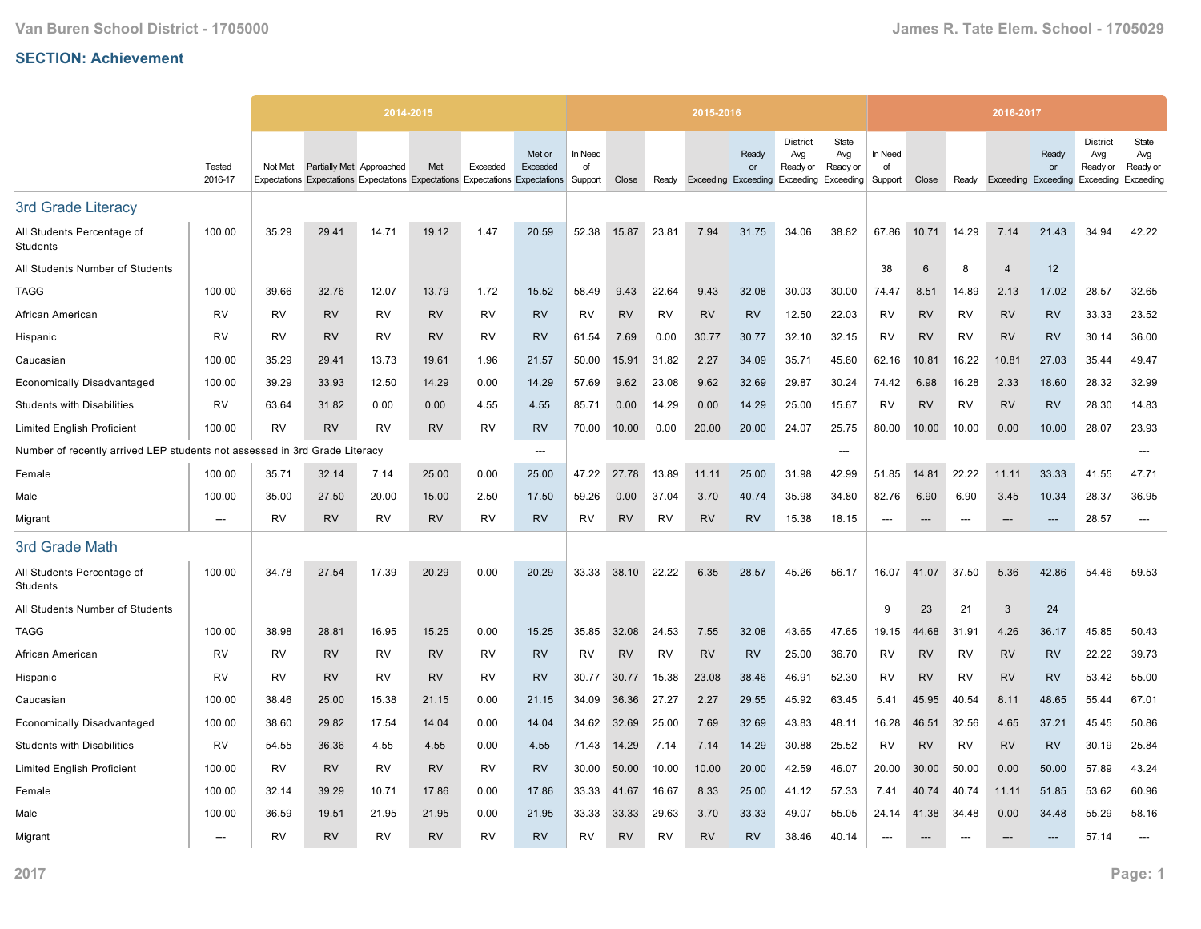Van Buren School District - 1705000 | James R. Tate Elem. School - 1705029

## SECTION: Achievement

| | Tested 2016-17 | 2014-2015 Not Met Expectations | Partially Met Expectations | Approached Expectations | Met Expectations | Exceeded Expectations | Met or Exceeded Expectations | 2015-2016 In Need of Support | Close | Ready | Exceeding | Ready or Exceeding | District Avg Ready or Exceeding | State Avg Ready or Exceeding | 2016-2017 In Need of Support | Close | Ready | Exceeding | Ready or Exceeding | District Avg Ready or Exceeding | State Avg Ready or Exceeding |
|---|---|---|---|---|---|---|---|---|---|---|---|---|---|---|---|---|---|---|---|---|---|
| **3rd Grade Literacy** | | | | | | | | | | | | | | | | | | | | | |
| All Students Percentage of Students | 100.00 | 35.29 | 29.41 | 14.71 | 19.12 | 1.47 | 20.59 | 52.38 | 15.87 | 23.81 | 7.94 | 31.75 | 34.06 | 38.82 | 67.86 | 10.71 | 14.29 | 7.14 | 21.43 | 34.94 | 42.22 |
| All Students Number of Students | | | | | | | | | | | | | | | 38 | 6 | 8 | 4 | 12 | | |
| TAGG | 100.00 | 39.66 | 32.76 | 12.07 | 13.79 | 1.72 | 15.52 | 58.49 | 9.43 | 22.64 | 9.43 | 32.08 | 30.03 | 30.00 | 74.47 | 8.51 | 14.89 | 2.13 | 17.02 | 28.57 | 32.65 |
| African American | RV | RV | RV | RV | RV | RV | RV | RV | RV | RV | RV | RV | 12.50 | 22.03 | RV | RV | RV | RV | RV | 33.33 | 23.52 |
| Hispanic | RV | RV | RV | RV | RV | RV | RV | 61.54 | 7.69 | 0.00 | 30.77 | 30.77 | 32.10 | 32.15 | RV | RV | RV | RV | RV | 30.14 | 36.00 |
| Caucasian | 100.00 | 35.29 | 29.41 | 13.73 | 19.61 | 1.96 | 21.57 | 50.00 | 15.91 | 31.82 | 2.27 | 34.09 | 35.71 | 45.60 | 62.16 | 10.81 | 16.22 | 10.81 | 27.03 | 35.44 | 49.47 |
| Economically Disadvantaged | 100.00 | 39.29 | 33.93 | 12.50 | 14.29 | 0.00 | 14.29 | 57.69 | 9.62 | 23.08 | 9.62 | 32.69 | 29.87 | 30.24 | 74.42 | 6.98 | 16.28 | 2.33 | 18.60 | 28.32 | 32.99 |
| Students with Disabilities | RV | 63.64 | 31.82 | 0.00 | 0.00 | 4.55 | 4.55 | 85.71 | 0.00 | 14.29 | 0.00 | 14.29 | 25.00 | 15.67 | RV | RV | RV | RV | RV | 28.30 | 14.83 |
| Limited English Proficient | 100.00 | RV | RV | RV | RV | RV | RV | 70.00 | 10.00 | 0.00 | 20.00 | 20.00 | 24.07 | 25.75 | 80.00 | 10.00 | 10.00 | 0.00 | 10.00 | 28.07 | 23.93 |
| Number of recently arrived LEP students not assessed in 3rd Grade Literacy | | | | | | | --- | | | | | | | --- | | | | | | | --- |
| Female | 100.00 | 35.71 | 32.14 | 7.14 | 25.00 | 0.00 | 25.00 | 47.22 | 27.78 | 13.89 | 11.11 | 25.00 | 31.98 | 42.99 | 51.85 | 14.81 | 22.22 | 11.11 | 33.33 | 41.55 | 47.71 |
| Male | 100.00 | 35.00 | 27.50 | 20.00 | 15.00 | 2.50 | 17.50 | 59.26 | 0.00 | 37.04 | 3.70 | 40.74 | 35.98 | 34.80 | 82.76 | 6.90 | 6.90 | 3.45 | 10.34 | 28.37 | 36.95 |
| Migrant | --- | RV | RV | RV | RV | RV | RV | RV | RV | RV | RV | RV | 15.38 | 18.15 | --- | --- | --- | --- | --- | 28.57 | --- |
| **3rd Grade Math** | | | | | | | | | | | | | | | | | | | | | |
| All Students Percentage of Students | 100.00 | 34.78 | 27.54 | 17.39 | 20.29 | 0.00 | 20.29 | 33.33 | 38.10 | 22.22 | 6.35 | 28.57 | 45.26 | 56.17 | 16.07 | 41.07 | 37.50 | 5.36 | 42.86 | 54.46 | 59.53 |
| All Students Number of Students | | | | | | | | | | | | | | | 9 | 23 | 21 | 3 | 24 | | |
| TAGG | 100.00 | 38.98 | 28.81 | 16.95 | 15.25 | 0.00 | 15.25 | 35.85 | 32.08 | 24.53 | 7.55 | 32.08 | 43.65 | 47.65 | 19.15 | 44.68 | 31.91 | 4.26 | 36.17 | 45.85 | 50.43 |
| African American | RV | RV | RV | RV | RV | RV | RV | RV | RV | RV | RV | RV | 25.00 | 36.70 | RV | RV | RV | RV | RV | 22.22 | 39.73 |
| Hispanic | RV | RV | RV | RV | RV | RV | RV | 30.77 | 30.77 | 15.38 | 23.08 | 38.46 | 46.91 | 52.30 | RV | RV | RV | RV | RV | 53.42 | 55.00 |
| Caucasian | 100.00 | 38.46 | 25.00 | 15.38 | 21.15 | 0.00 | 21.15 | 34.09 | 36.36 | 27.27 | 2.27 | 29.55 | 45.92 | 63.45 | 5.41 | 45.95 | 40.54 | 8.11 | 48.65 | 55.44 | 67.01 |
| Economically Disadvantaged | 100.00 | 38.60 | 29.82 | 17.54 | 14.04 | 0.00 | 14.04 | 34.62 | 32.69 | 25.00 | 7.69 | 32.69 | 43.83 | 48.11 | 16.28 | 46.51 | 32.56 | 4.65 | 37.21 | 45.45 | 50.86 |
| Students with Disabilities | RV | 54.55 | 36.36 | 4.55 | 4.55 | 0.00 | 4.55 | 71.43 | 14.29 | 7.14 | 7.14 | 14.29 | 30.88 | 25.52 | RV | RV | RV | RV | RV | 30.19 | 25.84 |
| Limited English Proficient | 100.00 | RV | RV | RV | RV | RV | RV | 30.00 | 50.00 | 10.00 | 10.00 | 20.00 | 42.59 | 46.07 | 20.00 | 30.00 | 50.00 | 0.00 | 50.00 | 57.89 | 43.24 |
| Female | 100.00 | 32.14 | 39.29 | 10.71 | 17.86 | 0.00 | 17.86 | 33.33 | 41.67 | 16.67 | 8.33 | 25.00 | 41.12 | 57.33 | 7.41 | 40.74 | 40.74 | 11.11 | 51.85 | 53.62 | 60.96 |
| Male | 100.00 | 36.59 | 19.51 | 21.95 | 21.95 | 0.00 | 21.95 | 33.33 | 33.33 | 29.63 | 3.70 | 33.33 | 49.07 | 55.05 | 24.14 | 41.38 | 34.48 | 0.00 | 34.48 | 55.29 | 58.16 |
| Migrant | --- | RV | RV | RV | RV | RV | RV | RV | RV | RV | RV | RV | 38.46 | 40.14 | --- | --- | --- | --- | --- | 57.14 | --- |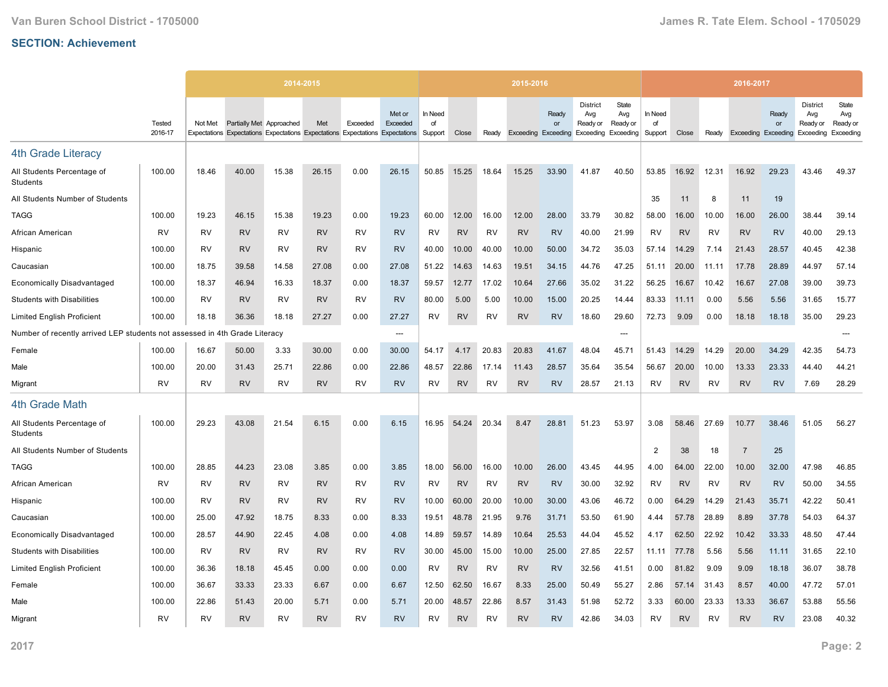## SECTION: Achievement

| | Tested 2016-17 | 2014-2015 Not Met Expectations | 2014-2015 Partially Met Expectations | 2014-2015 Approached Expectations | 2014-2015 Met Expectations | 2014-2015 Exceeded Expectations | 2014-2015 Met or Exceeded Expectations | 2015-2016 In Need of Support | 2015-2016 Close | 2015-2016 Ready | 2015-2016 Exceeding | 2015-2016 Ready or Exceeding | 2015-2016 District Avg Ready or Exceeding | 2015-2016 State Avg Ready or Exceeding | 2016-2017 In Need of Support | 2016-2017 Close | 2016-2017 Ready | 2016-2017 Exceeding | 2016-2017 Ready or Exceeding | 2016-2017 District Avg Ready or Exceeding | 2016-2017 State Avg Ready or Exceeding |
|---|---|---|---|---|---|---|---|---|---|---|---|---|---|---|---|---|---|---|---|---|---|
| **4th Grade Literacy** | | | | | | | | | | | | | | | | | | | | | |
| All Students Percentage of Students | 100.00 | 18.46 | 40.00 | 15.38 | 26.15 | 0.00 | 26.15 | 50.85 | 15.25 | 18.64 | 15.25 | 33.90 | 41.87 | 40.50 | 53.85 | 16.92 | 12.31 | 16.92 | 29.23 | 43.46 | 49.37 |
| All Students Number of Students | | | | | | | | | | | | | | | 35 | 11 | 8 | 11 | 19 | | |
| TAGG | 100.00 | 19.23 | 46.15 | 15.38 | 19.23 | 0.00 | 19.23 | 60.00 | 12.00 | 16.00 | 12.00 | 28.00 | 33.79 | 30.82 | 58.00 | 16.00 | 10.00 | 16.00 | 26.00 | 38.44 | 39.14 |
| African American | RV | RV | RV | RV | RV | RV | RV | RV | RV | RV | RV | RV | 40.00 | 21.99 | RV | RV | RV | RV | RV | 40.00 | 29.13 |
| Hispanic | 100.00 | RV | RV | RV | RV | RV | RV | 40.00 | 10.00 | 40.00 | 10.00 | 50.00 | 34.72 | 35.03 | 57.14 | 14.29 | 7.14 | 21.43 | 28.57 | 40.45 | 42.38 |
| Caucasian | 100.00 | 18.75 | 39.58 | 14.58 | 27.08 | 0.00 | 27.08 | 51.22 | 14.63 | 14.63 | 19.51 | 34.15 | 44.76 | 47.25 | 51.11 | 20.00 | 11.11 | 17.78 | 28.89 | 44.97 | 57.14 |
| Economically Disadvantaged | 100.00 | 18.37 | 46.94 | 16.33 | 18.37 | 0.00 | 18.37 | 59.57 | 12.77 | 17.02 | 10.64 | 27.66 | 35.02 | 31.22 | 56.25 | 16.67 | 10.42 | 16.67 | 27.08 | 39.00 | 39.73 |
| Students with Disabilities | 100.00 | RV | RV | RV | RV | RV | RV | 80.00 | 5.00 | 5.00 | 10.00 | 15.00 | 20.25 | 14.44 | 83.33 | 11.11 | 0.00 | 5.56 | 5.56 | 31.65 | 15.77 |
| Limited English Proficient | 100.00 | 18.18 | 36.36 | 18.18 | 27.27 | 0.00 | 27.27 | RV | RV | RV | RV | RV | 18.60 | 29.60 | 72.73 | 9.09 | 0.00 | 18.18 | 18.18 | 35.00 | 29.23 |
| Number of recently arrived LEP students not assessed in 4th Grade Literacy | | | | | | | --- | | | | | | | --- | | | | | | | --- |
| Female | 100.00 | 16.67 | 50.00 | 3.33 | 30.00 | 0.00 | 30.00 | 54.17 | 4.17 | 20.83 | 20.83 | 41.67 | 48.04 | 45.71 | 51.43 | 14.29 | 14.29 | 20.00 | 34.29 | 42.35 | 54.73 |
| Male | 100.00 | 20.00 | 31.43 | 25.71 | 22.86 | 0.00 | 22.86 | 48.57 | 22.86 | 17.14 | 11.43 | 28.57 | 35.64 | 35.54 | 56.67 | 20.00 | 10.00 | 13.33 | 23.33 | 44.40 | 44.21 |
| Migrant | RV | RV | RV | RV | RV | RV | RV | RV | RV | RV | RV | RV | 28.57 | 21.13 | RV | RV | RV | RV | RV | 7.69 | 28.29 |
| **4th Grade Math** | | | | | | | | | | | | | | | | | | | | | |
| All Students Percentage of Students | 100.00 | 29.23 | 43.08 | 21.54 | 6.15 | 0.00 | 6.15 | 16.95 | 54.24 | 20.34 | 8.47 | 28.81 | 51.23 | 53.97 | 3.08 | 58.46 | 27.69 | 10.77 | 38.46 | 51.05 | 56.27 |
| All Students Number of Students | | | | | | | | | | | | | | | 2 | 38 | 18 | 7 | 25 | | |
| TAGG | 100.00 | 28.85 | 44.23 | 23.08 | 3.85 | 0.00 | 3.85 | 18.00 | 56.00 | 16.00 | 10.00 | 26.00 | 43.45 | 44.95 | 4.00 | 64.00 | 22.00 | 10.00 | 32.00 | 47.98 | 46.85 |
| African American | RV | RV | RV | RV | RV | RV | RV | RV | RV | RV | RV | RV | 30.00 | 32.92 | RV | RV | RV | RV | RV | 50.00 | 34.55 |
| Hispanic | 100.00 | RV | RV | RV | RV | RV | RV | 10.00 | 60.00 | 20.00 | 10.00 | 30.00 | 43.06 | 46.72 | 0.00 | 64.29 | 14.29 | 21.43 | 35.71 | 42.22 | 50.41 |
| Caucasian | 100.00 | 25.00 | 47.92 | 18.75 | 8.33 | 0.00 | 8.33 | 19.51 | 48.78 | 21.95 | 9.76 | 31.71 | 53.50 | 61.90 | 4.44 | 57.78 | 28.89 | 8.89 | 37.78 | 54.03 | 64.37 |
| Economically Disadvantaged | 100.00 | 28.57 | 44.90 | 22.45 | 4.08 | 0.00 | 4.08 | 14.89 | 59.57 | 14.89 | 10.64 | 25.53 | 44.04 | 45.52 | 4.17 | 62.50 | 22.92 | 10.42 | 33.33 | 48.50 | 47.44 |
| Students with Disabilities | 100.00 | RV | RV | RV | RV | RV | RV | 30.00 | 45.00 | 15.00 | 10.00 | 25.00 | 27.85 | 22.57 | 11.11 | 77.78 | 5.56 | 5.56 | 11.11 | 31.65 | 22.10 |
| Limited English Proficient | 100.00 | 36.36 | 18.18 | 45.45 | 0.00 | 0.00 | 0.00 | RV | RV | RV | RV | RV | 32.56 | 41.51 | 0.00 | 81.82 | 9.09 | 9.09 | 18.18 | 36.07 | 38.78 |
| Female | 100.00 | 36.67 | 33.33 | 23.33 | 6.67 | 0.00 | 6.67 | 12.50 | 62.50 | 16.67 | 8.33 | 25.00 | 50.49 | 55.27 | 2.86 | 57.14 | 31.43 | 8.57 | 40.00 | 47.72 | 57.01 |
| Male | 100.00 | 22.86 | 51.43 | 20.00 | 5.71 | 0.00 | 5.71 | 20.00 | 48.57 | 22.86 | 8.57 | 31.43 | 51.98 | 52.72 | 3.33 | 60.00 | 23.33 | 13.33 | 36.67 | 53.88 | 55.56 |
| Migrant | RV | RV | RV | RV | RV | RV | RV | RV | RV | RV | RV | RV | 42.86 | 34.03 | RV | RV | RV | RV | RV | 23.08 | 40.32 |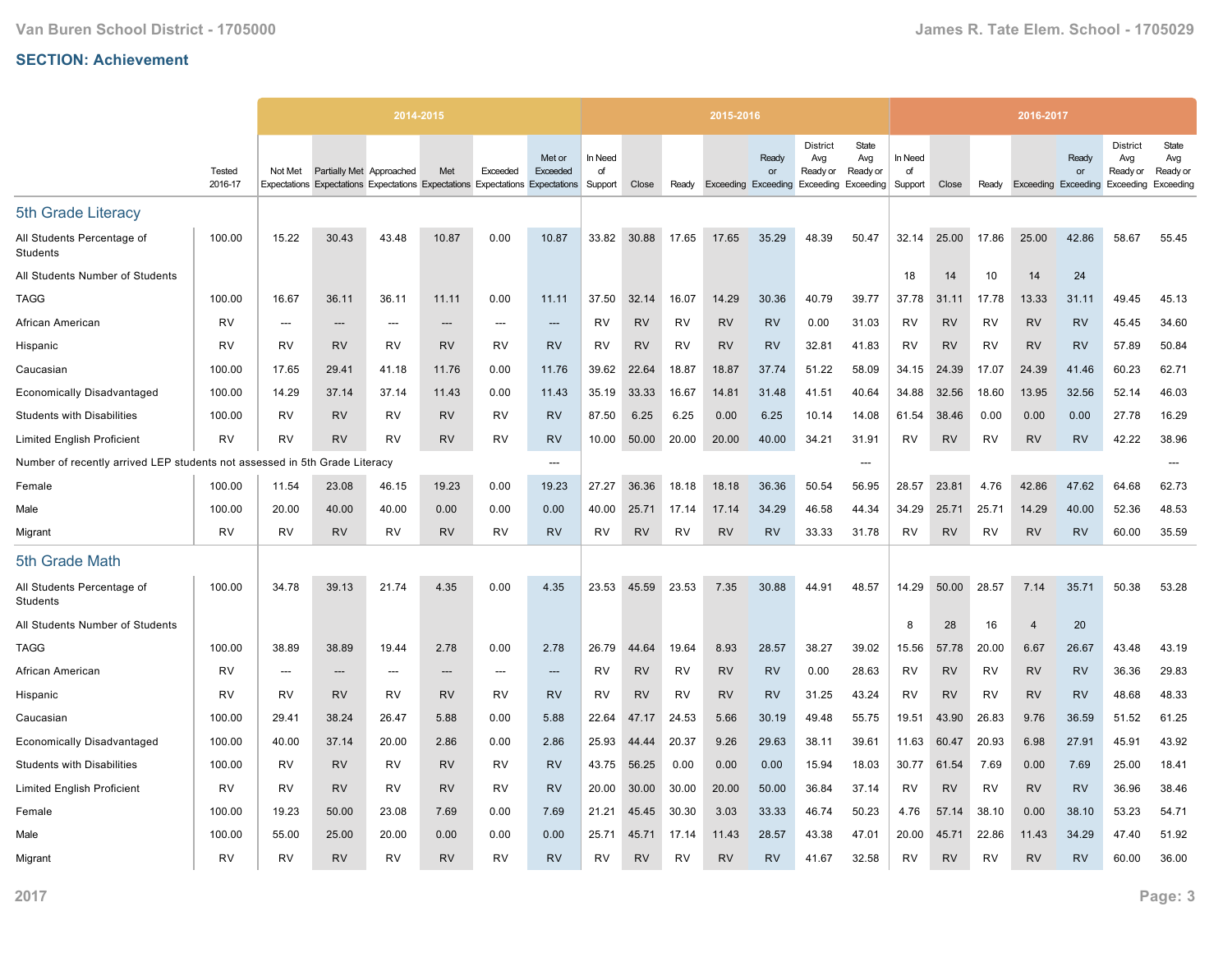## SECTION: Achievement

| | Tested 2016-17 | 2014-2015 Not Met Expectations | 2014-2015 Partially Met Expectations | 2014-2015 Approached Expectations | 2014-2015 Met Expectations | 2014-2015 Exceeded Expectations | 2014-2015 Met or Exceeded Expectations | 2015-2016 In Need of Support | 2015-2016 Close | 2015-2016 Ready | 2015-2016 Exceeding | 2015-2016 Ready or Exceeding | 2015-2016 District Avg Ready or Exceeding | 2015-2016 State Avg Ready or Exceeding | 2016-2017 In Need of Support | 2016-2017 Close | 2016-2017 Ready | 2016-2017 Exceeding | 2016-2017 Ready or Exceeding | 2016-2017 District Avg Ready or Exceeding | 2016-2017 State Avg Ready or Exceeding |
|---|---|---|---|---|---|---|---|---|---|---|---|---|---|---|---|---|---|---|---|---|---|
| **5th Grade Literacy** | | | | | | | | | | | | | | | | | | | | | |
| All Students Percentage of Students | 100.00 | 15.22 | 30.43 | 43.48 | 10.87 | 0.00 | 10.87 | 33.82 | 30.88 | 17.65 | 17.65 | 35.29 | 48.39 | 50.47 | 32.14 | 25.00 | 17.86 | 25.00 | 42.86 | 58.67 | 55.45 |
| All Students Number of Students | | | | | | | | | | | | | | | 18 | 14 | 10 | 14 | 24 | | |
| TAGG | 100.00 | 16.67 | 36.11 | 36.11 | 11.11 | 0.00 | 11.11 | 37.50 | 32.14 | 16.07 | 14.29 | 30.36 | 40.79 | 39.77 | 37.78 | 31.11 | 17.78 | 13.33 | 31.11 | 49.45 | 45.13 |
| African American | RV | --- | --- | --- | --- | --- | --- | RV | RV | RV | RV | RV | 0.00 | 31.03 | RV | RV | RV | RV | RV | 45.45 | 34.60 |
| Hispanic | RV | RV | RV | RV | RV | RV | RV | RV | RV | RV | RV | RV | 32.81 | 41.83 | RV | RV | RV | RV | RV | 57.89 | 50.84 |
| Caucasian | 100.00 | 17.65 | 29.41 | 41.18 | 11.76 | 0.00 | 11.76 | 39.62 | 22.64 | 18.87 | 18.87 | 37.74 | 51.22 | 58.09 | 34.15 | 24.39 | 17.07 | 24.39 | 41.46 | 60.23 | 62.71 |
| Economically Disadvantaged | 100.00 | 14.29 | 37.14 | 37.14 | 11.43 | 0.00 | 11.43 | 35.19 | 33.33 | 16.67 | 14.81 | 31.48 | 41.51 | 40.64 | 34.88 | 32.56 | 18.60 | 13.95 | 32.56 | 52.14 | 46.03 |
| Students with Disabilities | 100.00 | RV | RV | RV | RV | RV | RV | 87.50 | 6.25 | 6.25 | 0.00 | 6.25 | 10.14 | 14.08 | 61.54 | 38.46 | 0.00 | 0.00 | 0.00 | 27.78 | 16.29 |
| Limited English Proficient | RV | RV | RV | RV | RV | RV | RV | 10.00 | 50.00 | 20.00 | 20.00 | 40.00 | 34.21 | 31.91 | RV | RV | RV | RV | RV | 42.22 | 38.96 |
| Number of recently arrived LEP students not assessed in 5th Grade Literacy | | | | | | | --- | | | | | | | --- | | | | | | | --- |
| Female | 100.00 | 11.54 | 23.08 | 46.15 | 19.23 | 0.00 | 19.23 | 27.27 | 36.36 | 18.18 | 18.18 | 36.36 | 50.54 | 56.95 | 28.57 | 23.81 | 4.76 | 42.86 | 47.62 | 64.68 | 62.73 |
| Male | 100.00 | 20.00 | 40.00 | 40.00 | 0.00 | 0.00 | 0.00 | 40.00 | 25.71 | 17.14 | 17.14 | 34.29 | 46.58 | 44.34 | 34.29 | 25.71 | 25.71 | 14.29 | 40.00 | 52.36 | 48.53 |
| Migrant | RV | RV | RV | RV | RV | RV | RV | RV | RV | RV | RV | RV | 33.33 | 31.78 | RV | RV | RV | RV | RV | 60.00 | 35.59 |
| **5th Grade Math** | | | | | | | | | | | | | | | | | | | | | |
| All Students Percentage of Students | 100.00 | 34.78 | 39.13 | 21.74 | 4.35 | 0.00 | 4.35 | 23.53 | 45.59 | 23.53 | 7.35 | 30.88 | 44.91 | 48.57 | 14.29 | 50.00 | 28.57 | 7.14 | 35.71 | 50.38 | 53.28 |
| All Students Number of Students | | | | | | | | | | | | | | | 8 | 28 | 16 | 4 | 20 | | |
| TAGG | 100.00 | 38.89 | 38.89 | 19.44 | 2.78 | 0.00 | 2.78 | 26.79 | 44.64 | 19.64 | 8.93 | 28.57 | 38.27 | 39.02 | 15.56 | 57.78 | 20.00 | 6.67 | 26.67 | 43.48 | 43.19 |
| African American | RV | --- | --- | --- | --- | --- | --- | RV | RV | RV | RV | RV | 0.00 | 28.63 | RV | RV | RV | RV | RV | 36.36 | 29.83 |
| Hispanic | RV | RV | RV | RV | RV | RV | RV | RV | RV | RV | RV | RV | 31.25 | 43.24 | RV | RV | RV | RV | RV | 48.68 | 48.33 |
| Caucasian | 100.00 | 29.41 | 38.24 | 26.47 | 5.88 | 0.00 | 5.88 | 22.64 | 47.17 | 24.53 | 5.66 | 30.19 | 49.48 | 55.75 | 19.51 | 43.90 | 26.83 | 9.76 | 36.59 | 51.52 | 61.25 |
| Economically Disadvantaged | 100.00 | 40.00 | 37.14 | 20.00 | 2.86 | 0.00 | 2.86 | 25.93 | 44.44 | 20.37 | 9.26 | 29.63 | 38.11 | 39.61 | 11.63 | 60.47 | 20.93 | 6.98 | 27.91 | 45.91 | 43.92 |
| Students with Disabilities | 100.00 | RV | RV | RV | RV | RV | RV | 43.75 | 56.25 | 0.00 | 0.00 | 0.00 | 15.94 | 18.03 | 30.77 | 61.54 | 7.69 | 0.00 | 7.69 | 25.00 | 18.41 |
| Limited English Proficient | RV | RV | RV | RV | RV | RV | RV | 20.00 | 30.00 | 30.00 | 20.00 | 50.00 | 36.84 | 37.14 | RV | RV | RV | RV | RV | 36.96 | 38.46 |
| Female | 100.00 | 19.23 | 50.00 | 23.08 | 7.69 | 0.00 | 7.69 | 21.21 | 45.45 | 30.30 | 3.03 | 33.33 | 46.74 | 50.23 | 4.76 | 57.14 | 38.10 | 0.00 | 38.10 | 53.23 | 54.71 |
| Male | 100.00 | 55.00 | 25.00 | 20.00 | 0.00 | 0.00 | 0.00 | 25.71 | 45.71 | 17.14 | 11.43 | 28.57 | 43.38 | 47.01 | 20.00 | 45.71 | 22.86 | 11.43 | 34.29 | 47.40 | 51.92 |
| Migrant | RV | RV | RV | RV | RV | RV | RV | RV | RV | RV | RV | RV | 41.67 | 32.58 | RV | RV | RV | RV | RV | 60.00 | 36.00 |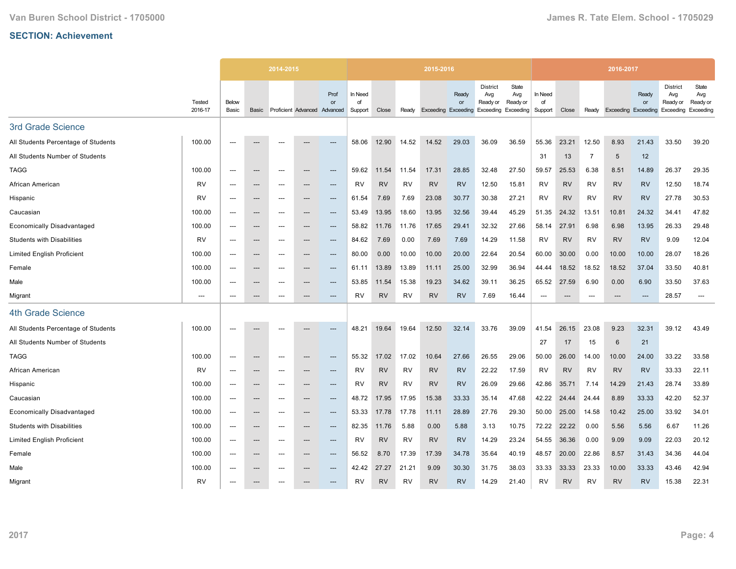## SECTION: Achievement

| | Tested 2016-17 | 2014-2015 Below Basic | Basic | Proficient | Advanced | Prof or Advanced | 2015-2016 In Need of Support | Close | Ready | Exceeding | Ready or Exceeding | District Avg Ready or Exceeding | State Avg Ready or Exceeding | 2016-2017 In Need of Support | Close | Ready | Exceeding | Ready or Exceeding | District Avg Ready or Exceeding | State Avg Ready or Exceeding |
|---|---|---|---|---|---|---|---|---|---|---|---|---|---|---|---|---|---|---|---|---|
| **3rd Grade Science** | | | | | | | | | | | | | | | | | | | | |
| All Students Percentage of Students | 100.00 | --- | --- | --- | --- | --- | 58.06 | 12.90 | 14.52 | 14.52 | 29.03 | 36.09 | 36.59 | 55.36 | 23.21 | 12.50 | 8.93 | 21.43 | 33.50 | 39.20 |
| All Students Number of Students | | | | | | | | | | | | | | 31 | 13 | 7 | 5 | 12 | | |
| TAGG | 100.00 | --- | --- | --- | --- | --- | 59.62 | 11.54 | 11.54 | 17.31 | 28.85 | 32.48 | 27.50 | 59.57 | 25.53 | 6.38 | 8.51 | 14.89 | 26.37 | 29.35 |
| African American | RV | --- | --- | --- | --- | --- | RV | RV | RV | RV | RV | 12.50 | 15.81 | RV | RV | RV | RV | RV | 12.50 | 18.74 |
| Hispanic | RV | --- | --- | --- | --- | --- | 61.54 | 7.69 | 7.69 | 23.08 | 30.77 | 30.38 | 27.21 | RV | RV | RV | RV | RV | 27.78 | 30.53 |
| Caucasian | 100.00 | --- | --- | --- | --- | --- | 53.49 | 13.95 | 18.60 | 13.95 | 32.56 | 39.44 | 45.29 | 51.35 | 24.32 | 13.51 | 10.81 | 24.32 | 34.41 | 47.82 |
| Economically Disadvantaged | 100.00 | --- | --- | --- | --- | --- | 58.82 | 11.76 | 11.76 | 17.65 | 29.41 | 32.32 | 27.66 | 58.14 | 27.91 | 6.98 | 6.98 | 13.95 | 26.33 | 29.48 |
| Students with Disabilities | RV | --- | --- | --- | --- | --- | 84.62 | 7.69 | 0.00 | 7.69 | 7.69 | 14.29 | 11.58 | RV | RV | RV | RV | RV | 9.09 | 12.04 |
| Limited English Proficient | 100.00 | --- | --- | --- | --- | --- | 80.00 | 0.00 | 10.00 | 10.00 | 20.00 | 22.64 | 20.54 | 60.00 | 30.00 | 0.00 | 10.00 | 10.00 | 28.07 | 18.26 |
| Female | 100.00 | --- | --- | --- | --- | --- | 61.11 | 13.89 | 13.89 | 11.11 | 25.00 | 32.99 | 36.94 | 44.44 | 18.52 | 18.52 | 18.52 | 37.04 | 33.50 | 40.81 |
| Male | 100.00 | --- | --- | --- | --- | --- | 53.85 | 11.54 | 15.38 | 19.23 | 34.62 | 39.11 | 36.25 | 65.52 | 27.59 | 6.90 | 0.00 | 6.90 | 33.50 | 37.63 |
| Migrant | --- | --- | --- | --- | --- | --- | RV | RV | RV | RV | RV | 7.69 | 16.44 | --- | --- | --- | --- | --- | 28.57 | --- |
| **4th Grade Science** | | | | | | | | | | | | | | | | | | | | |
| All Students Percentage of Students | 100.00 | --- | --- | --- | --- | --- | 48.21 | 19.64 | 19.64 | 12.50 | 32.14 | 33.76 | 39.09 | 41.54 | 26.15 | 23.08 | 9.23 | 32.31 | 39.12 | 43.49 |
| All Students Number of Students | | | | | | | | | | | | | | 27 | 17 | 15 | 6 | 21 | | |
| TAGG | 100.00 | --- | --- | --- | --- | --- | 55.32 | 17.02 | 17.02 | 10.64 | 27.66 | 26.55 | 29.06 | 50.00 | 26.00 | 14.00 | 10.00 | 24.00 | 33.22 | 33.58 |
| African American | RV | --- | --- | --- | --- | --- | RV | RV | RV | RV | RV | 22.22 | 17.59 | RV | RV | RV | RV | RV | 33.33 | 22.11 |
| Hispanic | 100.00 | --- | --- | --- | --- | --- | RV | RV | RV | RV | RV | 26.09 | 29.66 | 42.86 | 35.71 | 7.14 | 14.29 | 21.43 | 28.74 | 33.89 |
| Caucasian | 100.00 | --- | --- | --- | --- | --- | 48.72 | 17.95 | 17.95 | 15.38 | 33.33 | 35.14 | 47.68 | 42.22 | 24.44 | 24.44 | 8.89 | 33.33 | 42.20 | 52.37 |
| Economically Disadvantaged | 100.00 | --- | --- | --- | --- | --- | 53.33 | 17.78 | 17.78 | 11.11 | 28.89 | 27.76 | 29.30 | 50.00 | 25.00 | 14.58 | 10.42 | 25.00 | 33.92 | 34.01 |
| Students with Disabilities | 100.00 | --- | --- | --- | --- | --- | 82.35 | 11.76 | 5.88 | 0.00 | 5.88 | 3.13 | 10.75 | 72.22 | 22.22 | 0.00 | 5.56 | 5.56 | 6.67 | 11.26 |
| Limited English Proficient | 100.00 | --- | --- | --- | --- | --- | RV | RV | RV | RV | RV | 14.29 | 23.24 | 54.55 | 36.36 | 0.00 | 9.09 | 9.09 | 22.03 | 20.12 |
| Female | 100.00 | --- | --- | --- | --- | --- | 56.52 | 8.70 | 17.39 | 17.39 | 34.78 | 35.64 | 40.19 | 48.57 | 20.00 | 22.86 | 8.57 | 31.43 | 34.36 | 44.04 |
| Male | 100.00 | --- | --- | --- | --- | --- | 42.42 | 27.27 | 21.21 | 9.09 | 30.30 | 31.75 | 38.03 | 33.33 | 33.33 | 23.33 | 10.00 | 33.33 | 43.46 | 42.94 |
| Migrant | RV | --- | --- | --- | --- | --- | RV | RV | RV | RV | RV | 14.29 | 21.40 | RV | RV | RV | RV | RV | 15.38 | 22.31 |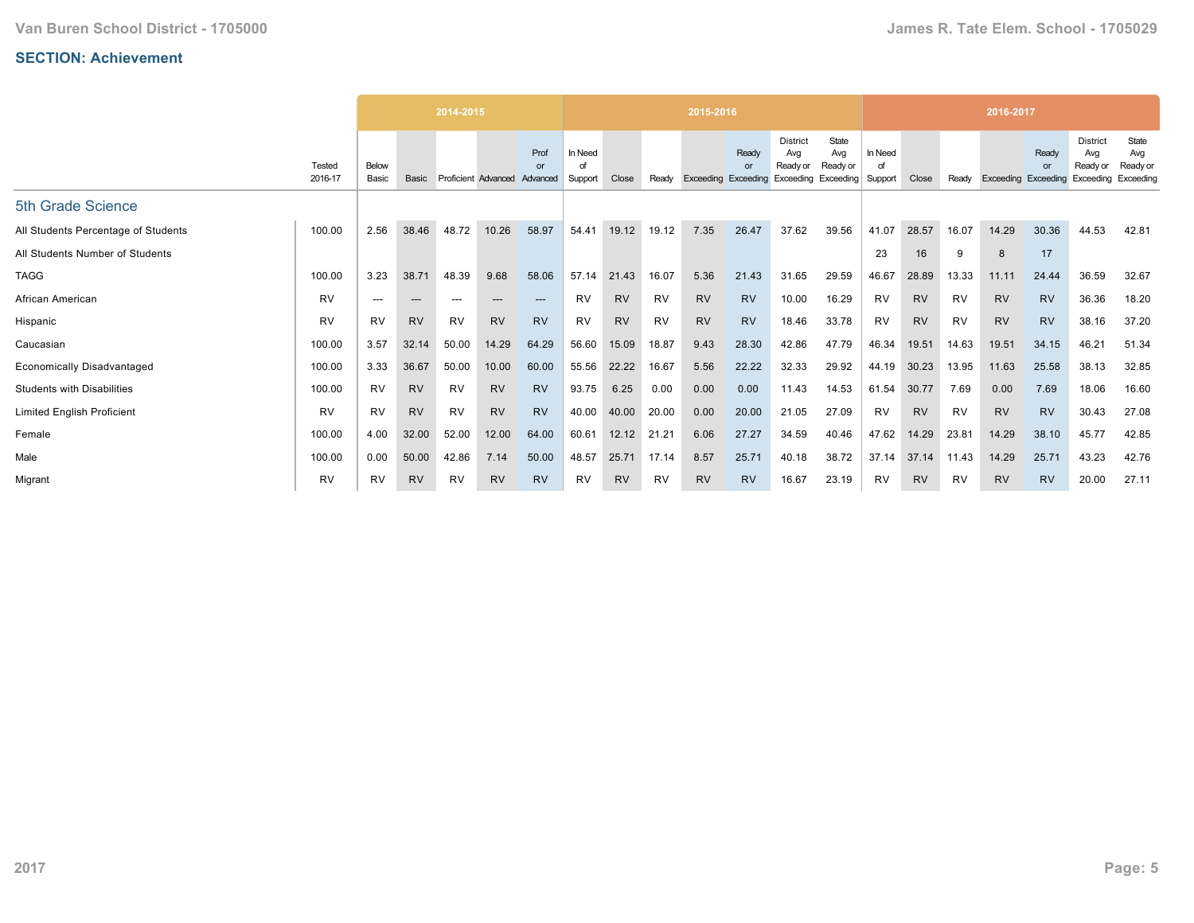## SECTION: Achievement

| | Tested 2016-17 | 2014-2015 Below Basic | 2014-2015 Basic | 2014-2015 Proficient | 2014-2015 Advanced | 2014-2015 Prof or Advanced | 2015-2016 In Need of Support | 2015-2016 Close | 2015-2016 Ready | 2015-2016 Exceeding | 2015-2016 Ready or Exceeding | 2015-2016 District Avg Ready or Exceeding | 2015-2016 State Avg Ready or Exceeding | 2016-2017 In Need of Support | 2016-2017 Close | 2016-2017 Ready | 2016-2017 Exceeding | 2016-2017 Ready or Exceeding | 2016-2017 District Avg Ready or Exceeding | 2016-2017 State Avg Ready or Exceeding |
|---|---|---|---|---|---|---|---|---|---|---|---|---|---|---|---|---|---|---|---|---|
| **5th Grade Science** | | | | | | | | | | | | | | | | | | | | |
| All Students Percentage of Students | 100.00 | 2.56 | 38.46 | 48.72 | 10.26 | 58.97 | 54.41 | 19.12 | 19.12 | 7.35 | 26.47 | 37.62 | 39.56 | 41.07 | 28.57 | 16.07 | 14.29 | 30.36 | 44.53 | 42.81 |
| All Students Number of Students | | | | | | | | | | | | | | 23 | 16 | 9 | 8 | 17 | | |
| TAGG | 100.00 | 3.23 | 38.71 | 48.39 | 9.68 | 58.06 | 57.14 | 21.43 | 16.07 | 5.36 | 21.43 | 31.65 | 29.59 | 46.67 | 28.89 | 13.33 | 11.11 | 24.44 | 36.59 | 32.67 |
| African American | RV | --- | --- | --- | --- | --- | RV | RV | RV | RV | RV | 10.00 | 16.29 | RV | RV | RV | RV | RV | 36.36 | 18.20 |
| Hispanic | RV | RV | RV | RV | RV | RV | RV | RV | RV | RV | RV | 18.46 | 33.78 | RV | RV | RV | RV | RV | 38.16 | 37.20 |
| Caucasian | 100.00 | 3.57 | 32.14 | 50.00 | 14.29 | 64.29 | 56.60 | 15.09 | 18.87 | 9.43 | 28.30 | 42.86 | 47.79 | 46.34 | 19.51 | 14.63 | 19.51 | 34.15 | 46.21 | 51.34 |
| Economically Disadvantaged | 100.00 | 3.33 | 36.67 | 50.00 | 10.00 | 60.00 | 55.56 | 22.22 | 16.67 | 5.56 | 22.22 | 32.33 | 29.92 | 44.19 | 30.23 | 13.95 | 11.63 | 25.58 | 38.13 | 32.85 |
| Students with Disabilities | 100.00 | RV | RV | RV | RV | RV | 93.75 | 6.25 | 0.00 | 0.00 | 0.00 | 11.43 | 14.53 | 61.54 | 30.77 | 7.69 | 0.00 | 7.69 | 18.06 | 16.60 |
| Limited English Proficient | RV | RV | RV | RV | RV | RV | 40.00 | 40.00 | 20.00 | 0.00 | 20.00 | 21.05 | 27.09 | RV | RV | RV | RV | RV | 30.43 | 27.08 |
| Female | 100.00 | 4.00 | 32.00 | 52.00 | 12.00 | 64.00 | 60.61 | 12.12 | 21.21 | 6.06 | 27.27 | 34.59 | 40.46 | 47.62 | 14.29 | 23.81 | 14.29 | 38.10 | 45.77 | 42.85 |
| Male | 100.00 | 0.00 | 50.00 | 42.86 | 7.14 | 50.00 | 48.57 | 25.71 | 17.14 | 8.57 | 25.71 | 40.18 | 38.72 | 37.14 | 37.14 | 11.43 | 14.29 | 25.71 | 43.23 | 42.76 |
| Migrant | RV | RV | RV | RV | RV | RV | RV | RV | RV | RV | RV | 16.67 | 23.19 | RV | RV | RV | RV | RV | 20.00 | 27.11 |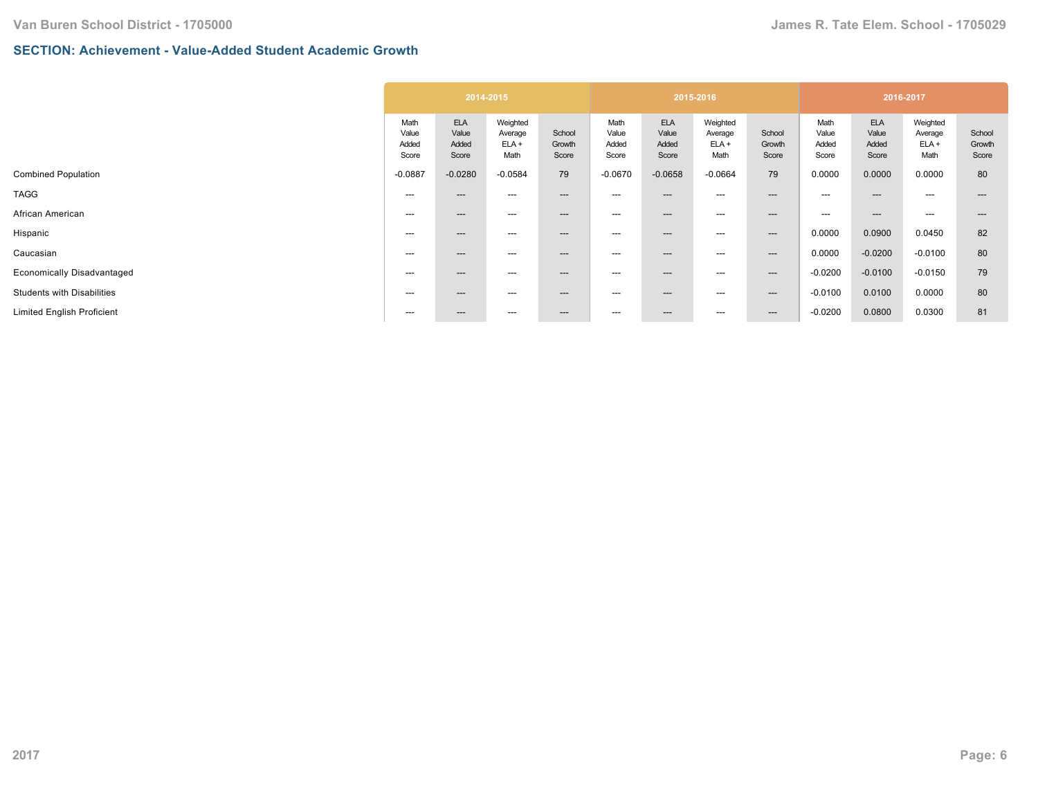## SECTION: Achievement - Value-Added Student Academic Growth

| | 2014-2015 | | | | 2015-2016 | | | | 2016-2017 | | | |
|---|---|---|---|---|---|---|---|---|---|---|---|---|
| | Math Value Added Score | ELA Value Added Score | Weighted Average ELA + Math | School Growth Score | Math Value Added Score | ELA Value Added Score | Weighted Average ELA + Math | School Growth Score | Math Value Added Score | ELA Value Added Score | Weighted Average ELA + Math | School Growth Score |
| Combined Population | -0.0887 | -0.0280 | -0.0584 | 79 | -0.0670 | -0.0658 | -0.0664 | 79 | 0.0000 | 0.0000 | 0.0000 | 80 |
| TAGG | --- | --- | --- | --- | --- | --- | --- | --- | --- | --- | --- | --- |
| African American | --- | --- | --- | --- | --- | --- | --- | --- | --- | --- | --- | --- |
| Hispanic | --- | --- | --- | --- | --- | --- | --- | --- | 0.0000 | 0.0900 | 0.0450 | 82 |
| Caucasian | --- | --- | --- | --- | --- | --- | --- | --- | 0.0000 | -0.0200 | -0.0100 | 80 |
| Economically Disadvantaged | --- | --- | --- | --- | --- | --- | --- | --- | -0.0200 | -0.0100 | -0.0150 | 79 |
| Students with Disabilities | --- | --- | --- | --- | --- | --- | --- | --- | -0.0100 | 0.0100 | 0.0000 | 80 |
| Limited English Proficient | --- | --- | --- | --- | --- | --- | --- | --- | -0.0200 | 0.0800 | 0.0300 | 81 |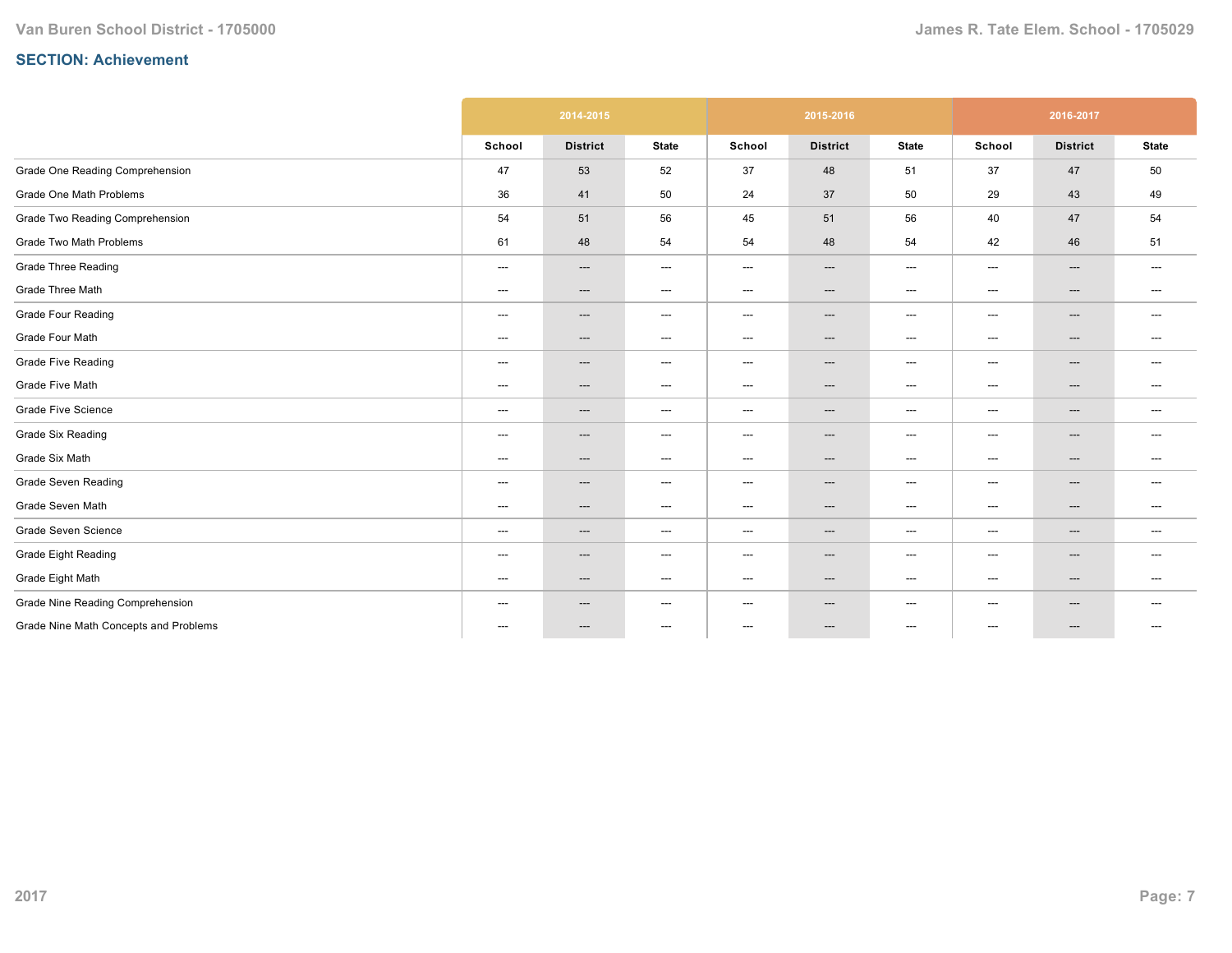## SECTION: Achievement

| | 2014-2015 | | | 2015-2016 | | | 2016-2017 | | |
|---|---|---|---|---|---|---|---|---|---|
| | School | District | State | School | District | State | School | District | State |
| Grade One Reading Comprehension | 47 | 53 | 52 | 37 | 48 | 51 | 37 | 47 | 50 |
| Grade One Math Problems | 36 | 41 | 50 | 24 | 37 | 50 | 29 | 43 | 49 |
| Grade Two Reading Comprehension | 54 | 51 | 56 | 45 | 51 | 56 | 40 | 47 | 54 |
| Grade Two Math Problems | 61 | 48 | 54 | 54 | 48 | 54 | 42 | 46 | 51 |
| Grade Three Reading | --- | --- | --- | --- | --- | --- | --- | --- | --- |
| Grade Three Math | --- | --- | --- | --- | --- | --- | --- | --- | --- |
| Grade Four Reading | --- | --- | --- | --- | --- | --- | --- | --- | --- |
| Grade Four Math | --- | --- | --- | --- | --- | --- | --- | --- | --- |
| Grade Five Reading | --- | --- | --- | --- | --- | --- | --- | --- | --- |
| Grade Five Math | --- | --- | --- | --- | --- | --- | --- | --- | --- |
| Grade Five Science | --- | --- | --- | --- | --- | --- | --- | --- | --- |
| Grade Six Reading | --- | --- | --- | --- | --- | --- | --- | --- | --- |
| Grade Six Math | --- | --- | --- | --- | --- | --- | --- | --- | --- |
| Grade Seven Reading | --- | --- | --- | --- | --- | --- | --- | --- | --- |
| Grade Seven Math | --- | --- | --- | --- | --- | --- | --- | --- | --- |
| Grade Seven Science | --- | --- | --- | --- | --- | --- | --- | --- | --- |
| Grade Eight Reading | --- | --- | --- | --- | --- | --- | --- | --- | --- |
| Grade Eight Math | --- | --- | --- | --- | --- | --- | --- | --- | --- |
| Grade Nine Reading Comprehension | --- | --- | --- | --- | --- | --- | --- | --- | --- |
| Grade Nine Math Concepts and Problems | --- | --- | --- | --- | --- | --- | --- | --- | --- |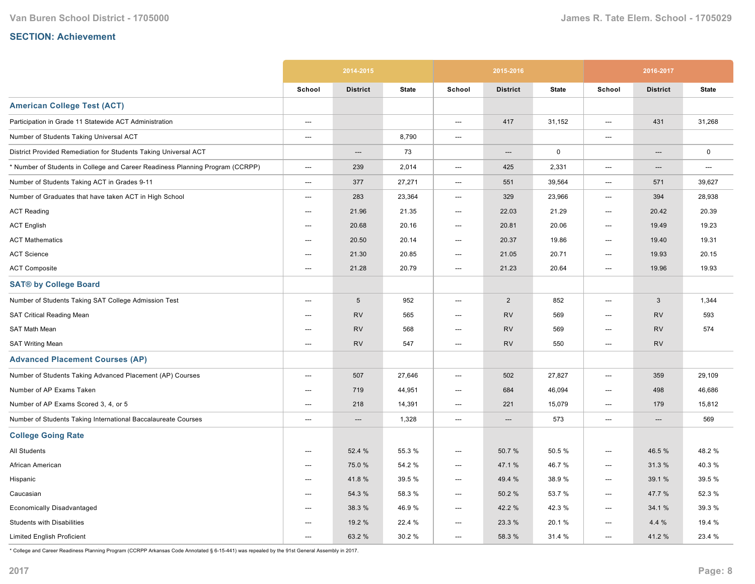## SECTION: Achievement

| | 2014-2015 | | | 2015-2016 | | | 2016-2017 | | |
|---|---|---|---|---|---|---|---|---|---|
| | School | District | State | School | District | State | School | District | State |
| **American College Test (ACT)** | | | | | | | | | |
| Participation in Grade 11 Statewide ACT Administration | --- | | | --- | 417 | 31,152 | --- | 431 | 31,268 |
| Number of Students Taking Universal ACT | --- | | 8,790 | --- | | | --- | | |
| District Provided Remediation for Students Taking Universal ACT | | --- | 73 | | --- | 0 | | --- | 0 |
| * Number of Students in College and Career Readiness Planning Program (CCRPP) | --- | 239 | 2,014 | --- | 425 | 2,331 | --- | --- | --- |
| Number of Students Taking ACT in Grades 9-11 | --- | 377 | 27,271 | --- | 551 | 39,564 | --- | 571 | 39,627 |
| Number of Graduates that have taken ACT in High School | --- | 283 | 23,364 | --- | 329 | 23,966 | --- | 394 | 28,938 |
| ACT Reading | --- | 21.96 | 21.35 | --- | 22.03 | 21.29 | --- | 20.42 | 20.39 |
| ACT English | --- | 20.68 | 20.16 | --- | 20.81 | 20.06 | --- | 19.49 | 19.23 |
| ACT Mathematics | --- | 20.50 | 20.14 | --- | 20.37 | 19.86 | --- | 19.40 | 19.31 |
| ACT Science | --- | 21.30 | 20.85 | --- | 21.05 | 20.71 | --- | 19.93 | 20.15 |
| ACT Composite | --- | 21.28 | 20.79 | --- | 21.23 | 20.64 | --- | 19.96 | 19.93 |
| **SAT® by College Board** | | | | | | | | | |
| Number of Students Taking SAT College Admission Test | --- | 5 | 952 | --- | 2 | 852 | --- | 3 | 1,344 |
| SAT Critical Reading Mean | --- | RV | 565 | --- | RV | 569 | --- | RV | 593 |
| SAT Math Mean | --- | RV | 568 | --- | RV | 569 | --- | RV | 574 |
| SAT Writing Mean | --- | RV | 547 | --- | RV | 550 | --- | RV | |
| **Advanced Placement Courses (AP)** | | | | | | | | | |
| Number of Students Taking Advanced Placement (AP) Courses | --- | 507 | 27,646 | --- | 502 | 27,827 | --- | 359 | 29,109 |
| Number of AP Exams Taken | --- | 719 | 44,951 | --- | 684 | 46,094 | --- | 498 | 46,686 |
| Number of AP Exams Scored 3, 4, or 5 | --- | 218 | 14,391 | --- | 221 | 15,079 | --- | 179 | 15,812 |
| Number of Students Taking International Baccalaureate Courses | --- | --- | 1,328 | --- | --- | 573 | --- | --- | 569 |
| **College Going Rate** | | | | | | | | | |
| All Students | --- | 52.4 % | 55.3 % | --- | 50.7 % | 50.5 % | --- | 46.5 % | 48.2 % |
| African American | --- | 75.0 % | 54.2 % | --- | 47.1 % | 46.7 % | --- | 31.3 % | 40.3 % |
| Hispanic | --- | 41.8 % | 39.5 % | --- | 49.4 % | 38.9 % | --- | 39.1 % | 39.5 % |
| Caucasian | --- | 54.3 % | 58.3 % | --- | 50.2 % | 53.7 % | --- | 47.7 % | 52.3 % |
| Economically Disadvantaged | --- | 38.3 % | 46.9 % | --- | 42.2 % | 42.3 % | --- | 34.1 % | 39.3 % |
| Students with Disabilities | --- | 19.2 % | 22.4 % | --- | 23.3 % | 20.1 % | --- | 4.4 % | 19.4 % |
| Limited English Proficient | --- | 63.2 % | 30.2 % | --- | 58.3 % | 31.4 % | --- | 41.2 % | 23.4 % |

* College and Career Readiness Planning Program (CCRPP Arkansas Code Annotated § 6-15-441) was repealed by the 91st General Assembly in 2017.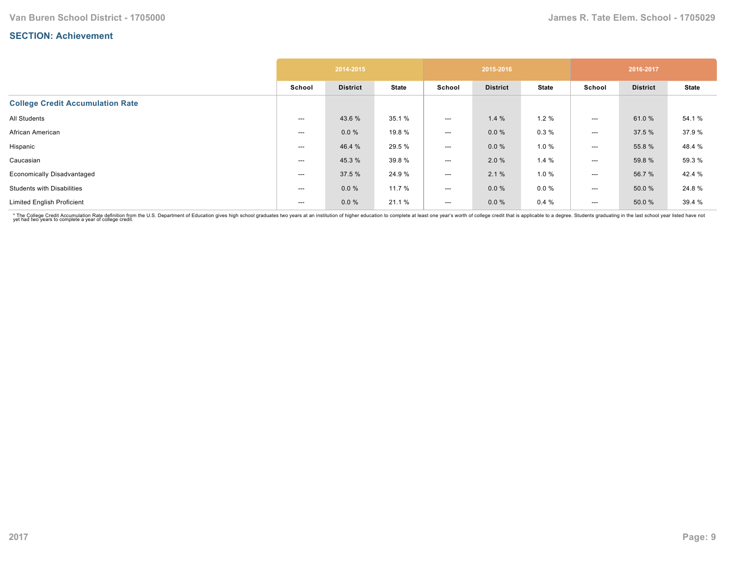## SECTION: Achievement

| | 2014-2015 | | | 2015-2016 | | | 2016-2017 | | |
|---|---|---|---|---|---|---|---|---|---|
| | School | District | State | School | District | State | School | District | State |
| **College Credit Accumulation Rate** | | | | | | | | | |
| All Students | --- | 43.6 % | 35.1 % | --- | 1.4 % | 1.2 % | --- | 61.0 % | 54.1 % |
| African American | --- | 0.0 % | 19.8 % | --- | 0.0 % | 0.3 % | --- | 37.5 % | 37.9 % |
| Hispanic | --- | 46.4 % | 29.5 % | --- | 0.0 % | 1.0 % | --- | 55.8 % | 48.4 % |
| Caucasian | --- | 45.3 % | 39.8 % | --- | 2.0 % | 1.4 % | --- | 59.8 % | 59.3 % |
| Economically Disadvantaged | --- | 37.5 % | 24.9 % | --- | 2.1 % | 1.0 % | --- | 56.7 % | 42.4 % |
| Students with Disabilities | --- | 0.0 % | 11.7 % | --- | 0.0 % | 0.0 % | --- | 50.0 % | 24.8 % |
| Limited English Proficient | --- | 0.0 % | 21.1 % | --- | 0.0 % | 0.4 % | --- | 50.0 % | 39.4 % |

* The College Credit Accumulation Rate definition from the U.S. Department of Education gives high school graduates two years at an institution of higher education to complete at least one year's worth of college credit that is applicable to a degree. Students graduating in the last school year listed have not yet had two years to complete a year of college credit.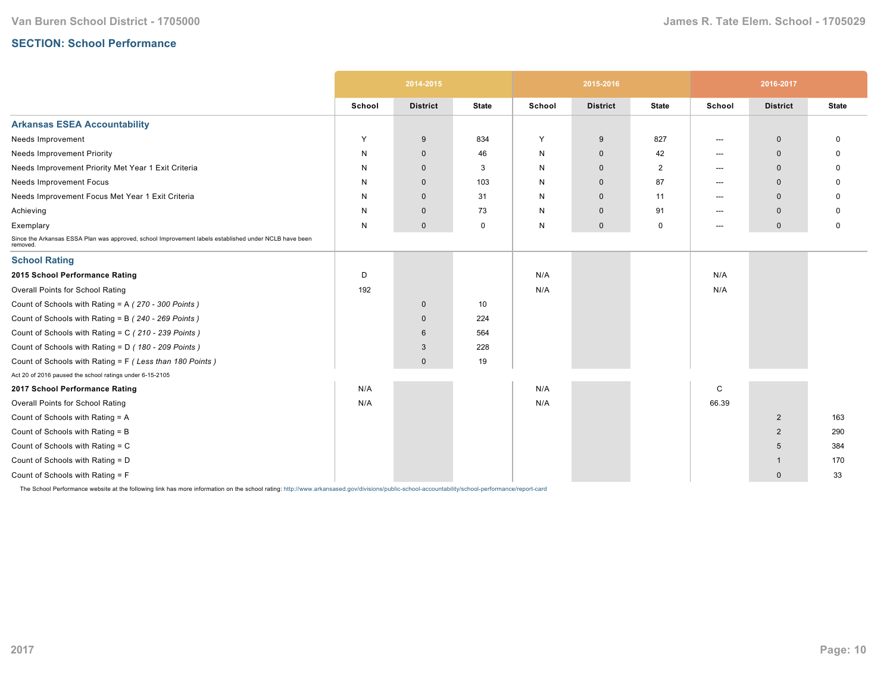## SECTION: School Performance

| | 2014-2015 | | | 2015-2016 | | | 2016-2017 | | |
|---|---|---|---|---|---|---|---|---|---|
| | School | District | State | School | District | State | School | District | State |
| **Arkansas ESEA Accountability** | | | | | | | | | |
| Needs Improvement | Y | 9 | 834 | Y | 9 | 827 | --- | 0 | 0 |
| Needs Improvement Priority | N | 0 | 46 | N | 0 | 42 | --- | 0 | 0 |
| Needs Improvement Priority Met Year 1 Exit Criteria | N | 0 | 3 | N | 0 | 2 | --- | 0 | 0 |
| Needs Improvement Focus | N | 0 | 103 | N | 0 | 87 | --- | 0 | 0 |
| Needs Improvement Focus Met Year 1 Exit Criteria | N | 0 | 31 | N | 0 | 11 | --- | 0 | 0 |
| Achieving | N | 0 | 73 | N | 0 | 91 | --- | 0 | 0 |
| Exemplary | N | 0 | 0 | N | 0 | 0 | --- | 0 | 0 |
| Since the Arkansas ESSA Plan was approved, school Improvement labels established under NCLB have been removed. | | | | | | | | | |
| **School Rating** | | | | | | | | | |
| **2015 School Performance Rating** | D | | | N/A | | | N/A | | |
| Overall Points for School Rating | 192 | | | N/A | | | N/A | | |
| Count of Schools with Rating = A *( 270 - 300 Points )* | | 0 | 10 | | | | | | |
| Count of Schools with Rating = B *( 240 - 269 Points )* | | 0 | 224 | | | | | | |
| Count of Schools with Rating = C *( 210 - 239 Points )* | | 6 | 564 | | | | | | |
| Count of Schools with Rating = D *( 180 - 209 Points )* | | 3 | 228 | | | | | | |
| Count of Schools with Rating = F *( Less than 180 Points )* | | 0 | 19 | | | | | | |
| Act 20 of 2016 paused the school ratings under 6-15-2105 | | | | | | | | | |
| **2017 School Performance Rating** | N/A | | | N/A | | | C | | |
| Overall Points for School Rating | N/A | | | N/A | | | 66.39 | | |
| Count of Schools with Rating = A | | | | | | | | 2 | 163 |
| Count of Schools with Rating = B | | | | | | | | 2 | 290 |
| Count of Schools with Rating = C | | | | | | | | 5 | 384 |
| Count of Schools with Rating = D | | | | | | | | 1 | 170 |
| Count of Schools with Rating = F | | | | | | | | 0 | 33 |

The School Performance website at the following link has more information on the school rating: http://www.arkansased.gov/divisions/public-school-accountability/school-performance/report-card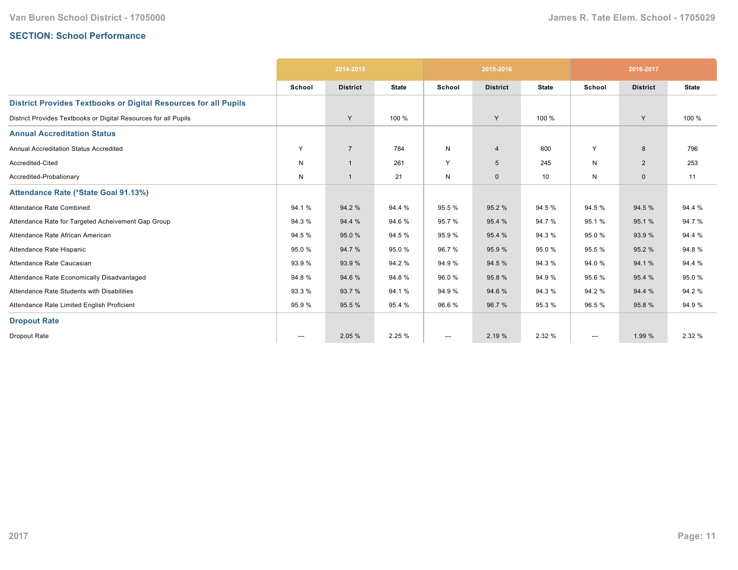## SECTION: School Performance

| | 2014-2015 | | | 2015-2016 | | | 2016-2017 | | |
|---|---|---|---|---|---|---|---|---|---|
| | School | District | State | School | District | State | School | District | State |
| **District Provides Textbooks or Digital Resources for all Pupils** | | | | | | | | | |
| District Provides Textbooks or Digital Resources for all Pupils | | Y | 100 % | | Y | 100 % | | Y | 100 % |
| **Annual Accreditation Status** | | | | | | | | | |
| Annual Accreditation Status Accredited | Y | 7 | 784 | N | 4 | 800 | Y | 8 | 796 |
| Accredited-Cited | N | 1 | 261 | Y | 5 | 245 | N | 2 | 253 |
| Accredited-Probationary | N | 1 | 21 | N | 0 | 10 | N | 0 | 11 |
| **Attendance Rate (*State Goal 91.13%)** | | | | | | | | | |
| Attendance Rate Combined | 94.1 % | 94.2 % | 94.4 % | 95.5 % | 95.2 % | 94.5 % | 94.5 % | 94.5 % | 94.4 % |
| Attendance Rate for Targeted Acheivement Gap Group | 94.3 % | 94.4 % | 94.6 % | 95.7 % | 95.4 % | 94.7 % | 95.1 % | 95.1 % | 94.7 % |
| Attendance Rate African American | 94.5 % | 95.0 % | 94.5 % | 95.9 % | 95.4 % | 94.3 % | 95.0 % | 93.9 % | 94.4 % |
| Attendance Rate Hispanic | 95.0 % | 94.7 % | 95.0 % | 96.7 % | 95.9 % | 95.0 % | 95.5 % | 95.2 % | 94.8 % |
| Attendance Rate Caucasian | 93.9 % | 93.9 % | 94.2 % | 94.9 % | 94.5 % | 94.3 % | 94.0 % | 94.1 % | 94.4 % |
| Attendance Rate Economically Disadvantaged | 94.8 % | 94.6 % | 94.8 % | 96.0 % | 95.8 % | 94.9 % | 95.6 % | 95.4 % | 95.0 % |
| Attendance Rate Students with Disabilities | 93.3 % | 93.7 % | 94.1 % | 94.9 % | 94.6 % | 94.3 % | 94.2 % | 94.4 % | 94.2 % |
| Attendance Rate Limited English Proficient | 95.9 % | 95.5 % | 95.4 % | 96.6 % | 96.7 % | 95.3 % | 96.5 % | 95.8 % | 94.9 % |
| **Dropout Rate** | | | | | | | | | |
| Dropout Rate | --- | 2.05 % | 2.25 % | --- | 2.19 % | 2.32 % | --- | 1.99 % | 2.32 % |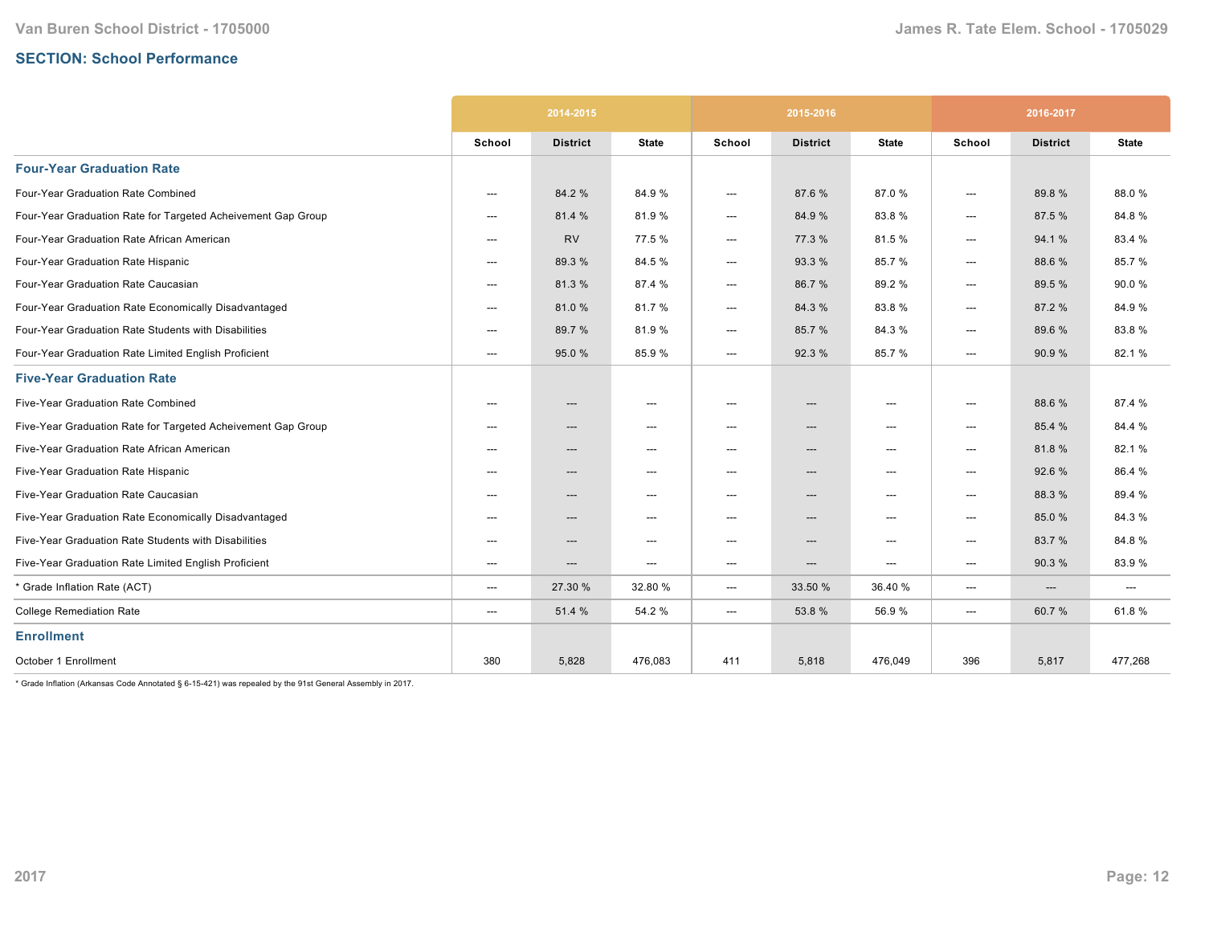## SECTION: School Performance

| | 2014-2015 | | | 2015-2016 | | | 2016-2017 | | |
|---|---|---|---|---|---|---|---|---|---|
| | School | District | State | School | District | State | School | District | State |
| **Four-Year Graduation Rate** | | | | | | | | | |
| Four-Year Graduation Rate Combined | --- | 84.2 % | 84.9 % | --- | 87.6 % | 87.0 % | --- | 89.8 % | 88.0 % |
| Four-Year Graduation Rate for Targeted Acheivement Gap Group | --- | 81.4 % | 81.9 % | --- | 84.9 % | 83.8 % | --- | 87.5 % | 84.8 % |
| Four-Year Graduation Rate African American | --- | RV | 77.5 % | --- | 77.3 % | 81.5 % | --- | 94.1 % | 83.4 % |
| Four-Year Graduation Rate Hispanic | --- | 89.3 % | 84.5 % | --- | 93.3 % | 85.7 % | --- | 88.6 % | 85.7 % |
| Four-Year Graduation Rate Caucasian | --- | 81.3 % | 87.4 % | --- | 86.7 % | 89.2 % | --- | 89.5 % | 90.0 % |
| Four-Year Graduation Rate Economically Disadvantaged | --- | 81.0 % | 81.7 % | --- | 84.3 % | 83.8 % | --- | 87.2 % | 84.9 % |
| Four-Year Graduation Rate Students with Disabilities | --- | 89.7 % | 81.9 % | --- | 85.7 % | 84.3 % | --- | 89.6 % | 83.8 % |
| Four-Year Graduation Rate Limited English Proficient | --- | 95.0 % | 85.9 % | --- | 92.3 % | 85.7 % | --- | 90.9 % | 82.1 % |
| **Five-Year Graduation Rate** | | | | | | | | | |
| Five-Year Graduation Rate Combined | --- | --- | --- | --- | --- | --- | --- | 88.6 % | 87.4 % |
| Five-Year Graduation Rate for Targeted Acheivement Gap Group | --- | --- | --- | --- | --- | --- | --- | 85.4 % | 84.4 % |
| Five-Year Graduation Rate African American | --- | --- | --- | --- | --- | --- | --- | 81.8 % | 82.1 % |
| Five-Year Graduation Rate Hispanic | --- | --- | --- | --- | --- | --- | --- | 92.6 % | 86.4 % |
| Five-Year Graduation Rate Caucasian | --- | --- | --- | --- | --- | --- | --- | 88.3 % | 89.4 % |
| Five-Year Graduation Rate Economically Disadvantaged | --- | --- | --- | --- | --- | --- | --- | 85.0 % | 84.3 % |
| Five-Year Graduation Rate Students with Disabilities | --- | --- | --- | --- | --- | --- | --- | 83.7 % | 84.8 % |
| Five-Year Graduation Rate Limited English Proficient | --- | --- | --- | --- | --- | --- | --- | 90.3 % | 83.9 % |
| * Grade Inflation Rate (ACT) | --- | 27.30 % | 32.80 % | --- | 33.50 % | 36.40 % | --- | --- | --- |
| College Remediation Rate | --- | 51.4 % | 54.2 % | --- | 53.8 % | 56.9 % | --- | 60.7 % | 61.8 % |
| **Enrollment** | | | | | | | | | |
| October 1 Enrollment | 380 | 5,828 | 476,083 | 411 | 5,818 | 476,049 | 396 | 5,817 | 477,268 |

* Grade Inflation (Arkansas Code Annotated § 6-15-421) was repealed by the 91st General Assembly in 2017.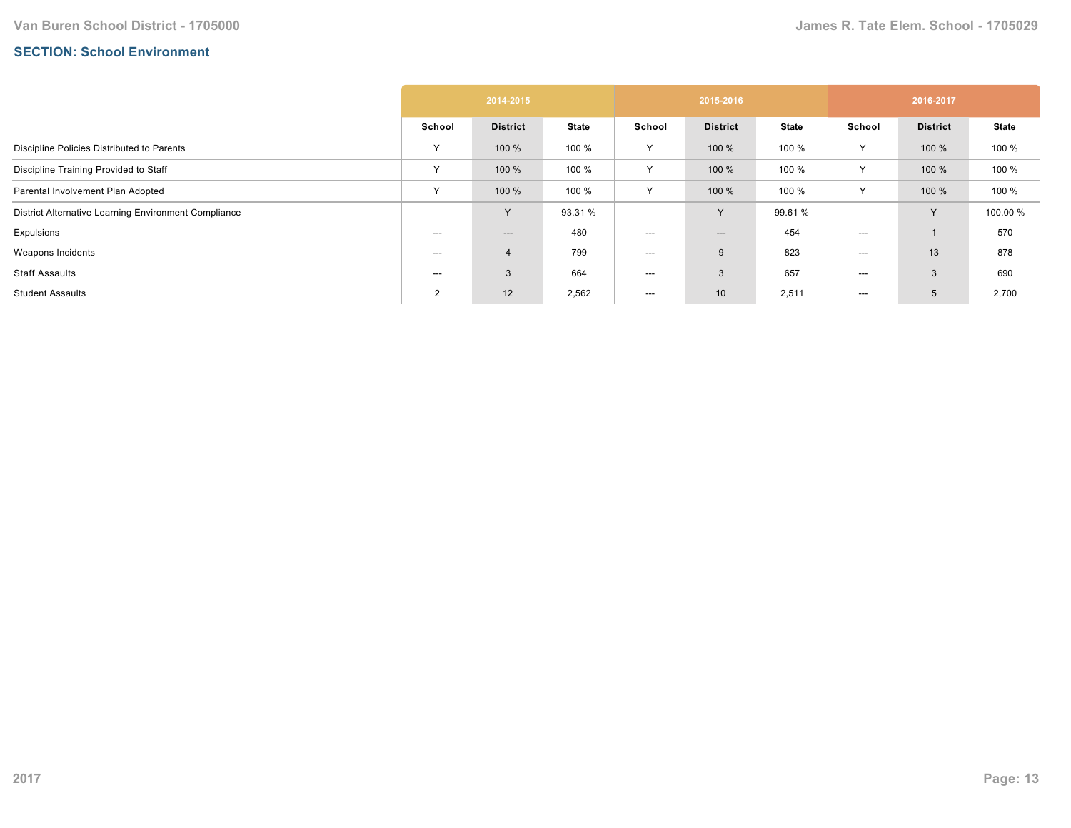## SECTION: School Environment

| | 2014-2015 | | | 2015-2016 | | | 2016-2017 | | |
|---|---|---|---|---|---|---|---|---|---|
| | School | District | State | School | District | State | School | District | State |
| Discipline Policies Distributed to Parents | Y | 100 % | 100 % | Y | 100 % | 100 % | Y | 100 % | 100 % |
| Discipline Training Provided to Staff | Y | 100 % | 100 % | Y | 100 % | 100 % | Y | 100 % | 100 % |
| Parental Involvement Plan Adopted | Y | 100 % | 100 % | Y | 100 % | 100 % | Y | 100 % | 100 % |
| District Alternative Learning Environment Compliance | | Y | 93.31 % | | Y | 99.61 % | | Y | 100.00 % |
| Expulsions | --- | --- | 480 | --- | --- | 454 | --- | 1 | 570 |
| Weapons Incidents | --- | 4 | 799 | --- | 9 | 823 | --- | 13 | 878 |
| Staff Assaults | --- | 3 | 664 | --- | 3 | 657 | --- | 3 | 690 |
| Student Assaults | 2 | 12 | 2,562 | --- | 10 | 2,511 | --- | 5 | 2,700 |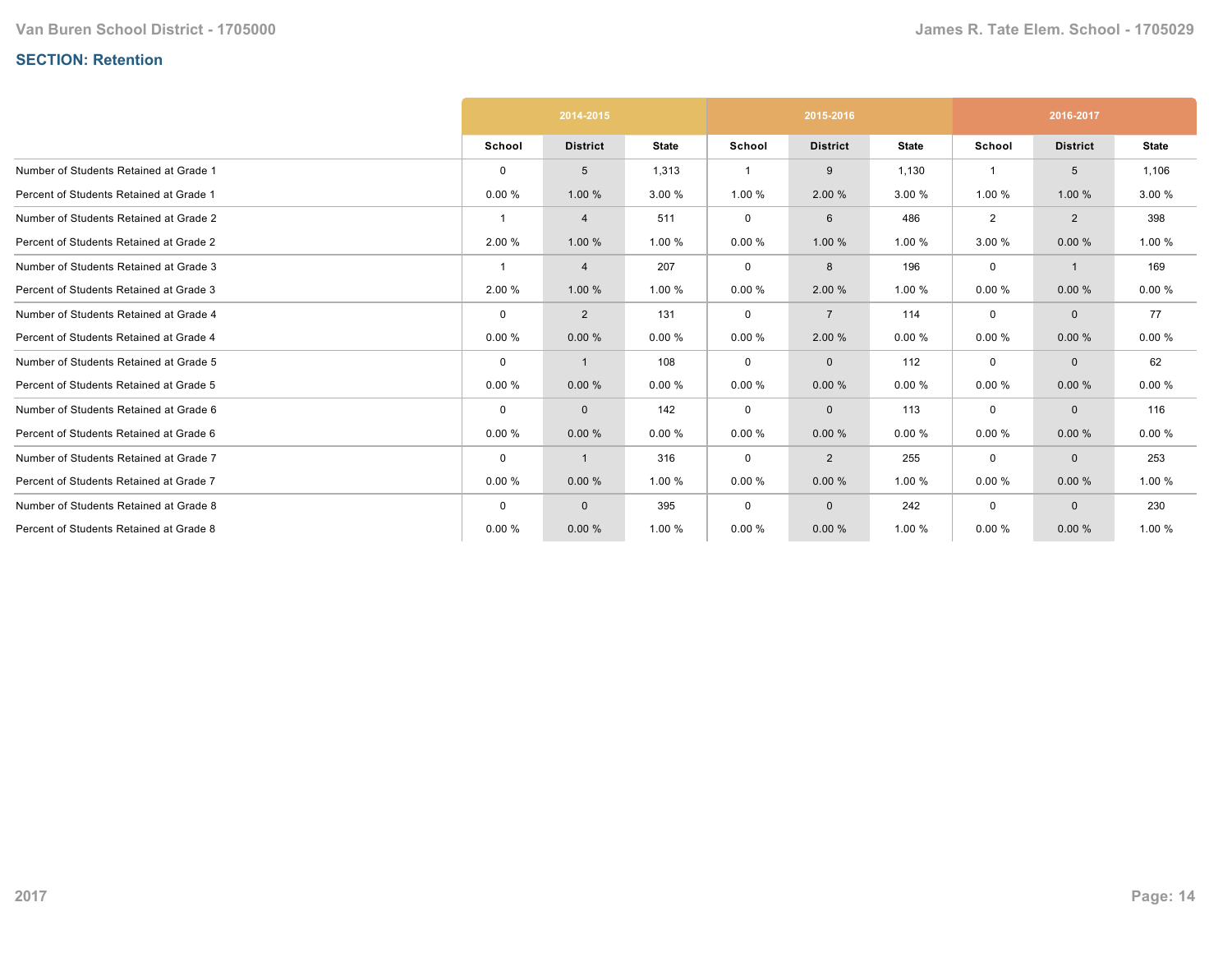## SECTION: Retention

| | 2014-2015 | | | 2015-2016 | | | 2016-2017 | | |
|---|---|---|---|---|---|---|---|---|---|
| | School | District | State | School | District | State | School | District | State |
| Number of Students Retained at Grade 1 | 0 | 5 | 1,313 | 1 | 9 | 1,130 | 1 | 5 | 1,106 |
| Percent of Students Retained at Grade 1 | 0.00 % | 1.00 % | 3.00 % | 1.00 % | 2.00 % | 3.00 % | 1.00 % | 1.00 % | 3.00 % |
| Number of Students Retained at Grade 2 | 1 | 4 | 511 | 0 | 6 | 486 | 2 | 2 | 398 |
| Percent of Students Retained at Grade 2 | 2.00 % | 1.00 % | 1.00 % | 0.00 % | 1.00 % | 1.00 % | 3.00 % | 0.00 % | 1.00 % |
| Number of Students Retained at Grade 3 | 1 | 4 | 207 | 0 | 8 | 196 | 0 | 1 | 169 |
| Percent of Students Retained at Grade 3 | 2.00 % | 1.00 % | 1.00 % | 0.00 % | 2.00 % | 1.00 % | 0.00 % | 0.00 % | 0.00 % |
| Number of Students Retained at Grade 4 | 0 | 2 | 131 | 0 | 7 | 114 | 0 | 0 | 77 |
| Percent of Students Retained at Grade 4 | 0.00 % | 0.00 % | 0.00 % | 0.00 % | 2.00 % | 0.00 % | 0.00 % | 0.00 % | 0.00 % |
| Number of Students Retained at Grade 5 | 0 | 1 | 108 | 0 | 0 | 112 | 0 | 0 | 62 |
| Percent of Students Retained at Grade 5 | 0.00 % | 0.00 % | 0.00 % | 0.00 % | 0.00 % | 0.00 % | 0.00 % | 0.00 % | 0.00 % |
| Number of Students Retained at Grade 6 | 0 | 0 | 142 | 0 | 0 | 113 | 0 | 0 | 116 |
| Percent of Students Retained at Grade 6 | 0.00 % | 0.00 % | 0.00 % | 0.00 % | 0.00 % | 0.00 % | 0.00 % | 0.00 % | 0.00 % |
| Number of Students Retained at Grade 7 | 0 | 1 | 316 | 0 | 2 | 255 | 0 | 0 | 253 |
| Percent of Students Retained at Grade 7 | 0.00 % | 0.00 % | 1.00 % | 0.00 % | 0.00 % | 1.00 % | 0.00 % | 0.00 % | 1.00 % |
| Number of Students Retained at Grade 8 | 0 | 0 | 395 | 0 | 0 | 242 | 0 | 0 | 230 |
| Percent of Students Retained at Grade 8 | 0.00 % | 0.00 % | 1.00 % | 0.00 % | 0.00 % | 1.00 % | 0.00 % | 0.00 % | 1.00 % |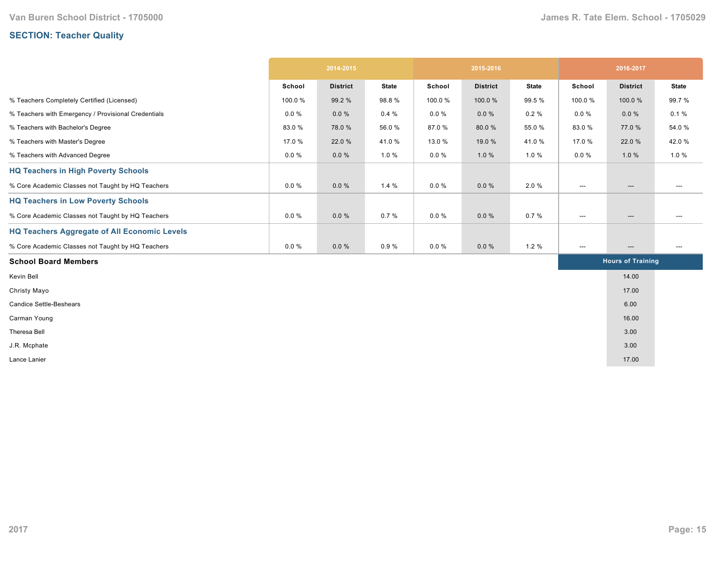## SECTION: Teacher Quality

| | 2014-2015 | | | 2015-2016 | | | 2016-2017 | | |
|---|---|---|---|---|---|---|---|---|---|
| | School | District | State | School | District | State | School | District | State |
| % Teachers Completely Certified (Licensed) | 100.0 % | 99.2 % | 98.8 % | 100.0 % | 100.0 % | 99.5 % | 100.0 % | 100.0 % | 99.7 % |
| % Teachers with Emergency / Provisional Credentials | 0.0 % | 0.0 % | 0.4 % | 0.0 % | 0.0 % | 0.2 % | 0.0 % | 0.0 % | 0.1 % |
| % Teachers with Bachelor's Degree | 83.0 % | 78.0 % | 56.0 % | 87.0 % | 80.0 % | 55.0 % | 83.0 % | 77.0 % | 54.0 % |
| % Teachers with Master's Degree | 17.0 % | 22.0 % | 41.0 % | 13.0 % | 19.0 % | 41.0 % | 17.0 % | 22.0 % | 42.0 % |
| % Teachers with Advanced Degree | 0.0 % | 0.0 % | 1.0 % | 0.0 % | 1.0 % | 1.0 % | 0.0 % | 1.0 % | 1.0 % |
| **HQ Teachers in High Poverty Schools** | | | | | | | | | |
| % Core Academic Classes not Taught by HQ Teachers | 0.0 % | 0.0 % | 1.4 % | 0.0 % | 0.0 % | 2.0 % | --- | --- | --- |
| **HQ Teachers in Low Poverty Schools** | | | | | | | | | |
| % Core Academic Classes not Taught by HQ Teachers | 0.0 % | 0.0 % | 0.7 % | 0.0 % | 0.0 % | 0.7 % | --- | --- | --- |
| **HQ Teachers Aggregate of All Economic Levels** | | | | | | | | | |
| % Core Academic Classes not Taught by HQ Teachers | 0.0 % | 0.0 % | 0.9 % | 0.0 % | 0.0 % | 1.2 % | --- | --- | --- |

| School Board Members | Hours of Training |
|---|---|
| Kevin Bell | 14.00 |
| Christy Mayo | 17.00 |
| Candice Settle-Beshears | 6.00 |
| Carman Young | 16.00 |
| Theresa Bell | 3.00 |
| J.R. Mcphate | 3.00 |
| Lance Lanier | 17.00 |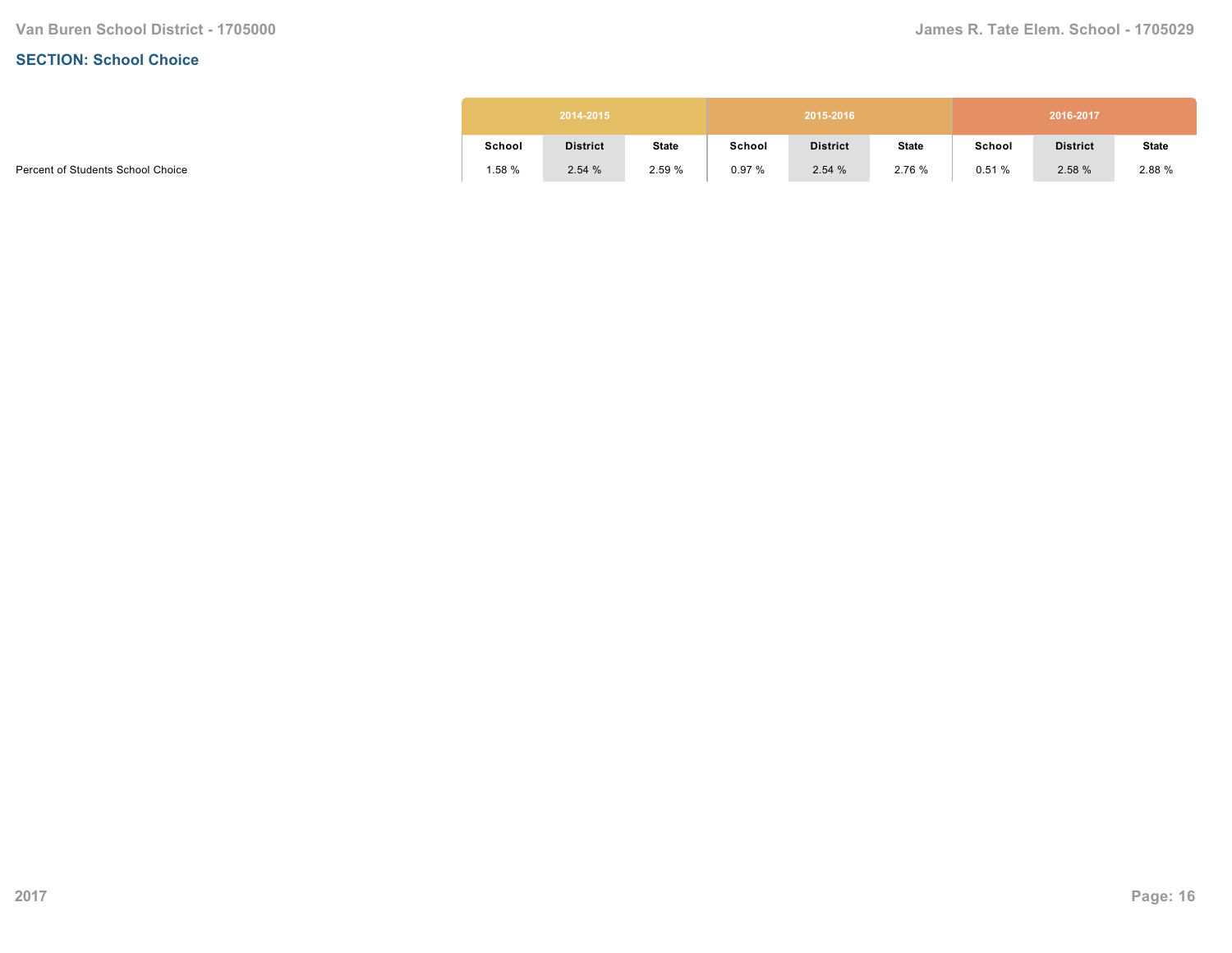## SECTION: School Choice

| | 2014-2015 | | | 2015-2016 | | | 2016-2017 | | |
|---|---|---|---|---|---|---|---|---|---|
| | School | District | State | School | District | State | School | District | State |
| Percent of Students School Choice | 1.58 % | 2.54 % | 2.59 % | 0.97 % | 2.54 % | 2.76 % | 0.51 % | 2.58 % | 2.88 % |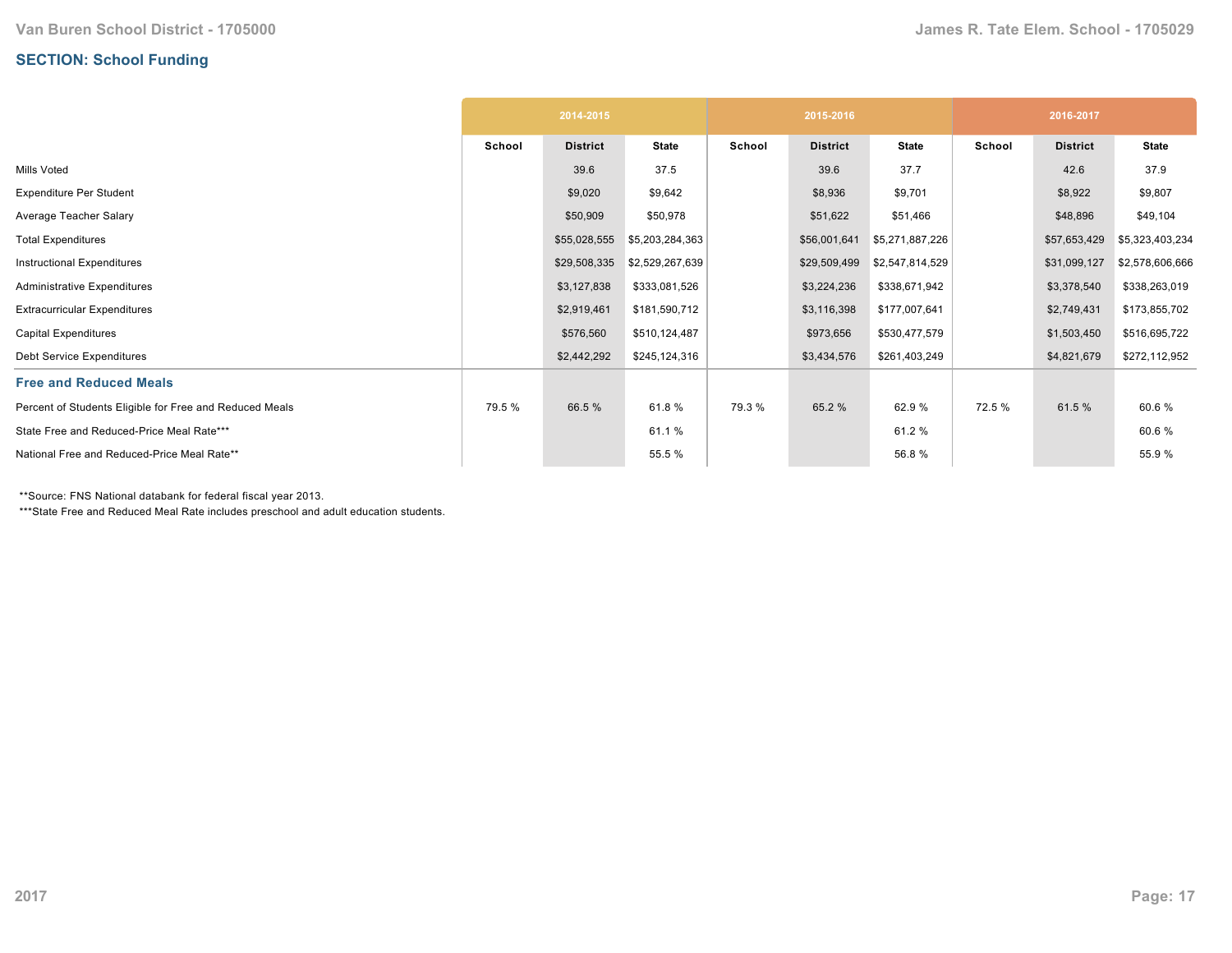## SECTION: School Funding

| | 2014-2015 | | | 2015-2016 | | | 2016-2017 | | |
|---|---|---|---|---|---|---|---|---|---|
| | School | District | State | School | District | State | School | District | State |
| Mills Voted | | 39.6 | 37.5 | | 39.6 | 37.7 | | 42.6 | 37.9 |
| Expenditure Per Student | | $9,020 | $9,642 | | $8,936 | $9,701 | | $8,922 | $9,807 |
| Average Teacher Salary | | $50,909 | $50,978 | | $51,622 | $51,466 | | $48,896 | $49,104 |
| Total Expenditures | | $55,028,555 | $5,203,284,363 | | $56,001,641 | $5,271,887,226 | | $57,653,429 | $5,323,403,234 |
| Instructional Expenditures | | $29,508,335 | $2,529,267,639 | | $29,509,499 | $2,547,814,529 | | $31,099,127 | $2,578,606,666 |
| Administrative Expenditures | | $3,127,838 | $333,081,526 | | $3,224,236 | $338,671,942 | | $3,378,540 | $338,263,019 |
| Extracurricular Expenditures | | $2,919,461 | $181,590,712 | | $3,116,398 | $177,007,641 | | $2,749,431 | $173,855,702 |
| Capital Expenditures | | $576,560 | $510,124,487 | | $973,656 | $530,477,579 | | $1,503,450 | $516,695,722 |
| Debt Service Expenditures | | $2,442,292 | $245,124,316 | | $3,434,576 | $261,403,249 | | $4,821,679 | $272,112,952 |
| **Free and Reduced Meals** | | | | | | | | | |
| Percent of Students Eligible for Free and Reduced Meals | 79.5 % | 66.5 % | 61.8 % | 79.3 % | 65.2 % | 62.9 % | 72.5 % | 61.5 % | 60.6 % |
| State Free and Reduced-Price Meal Rate*** | | | 61.1 % | | | 61.2 % | | | 60.6 % |
| National Free and Reduced-Price Meal Rate** | | | 55.5 % | | | 56.8 % | | | 55.9 % |

**Source: FNS National databank for federal fiscal year 2013.

***State Free and Reduced Meal Rate includes preschool and adult education students.